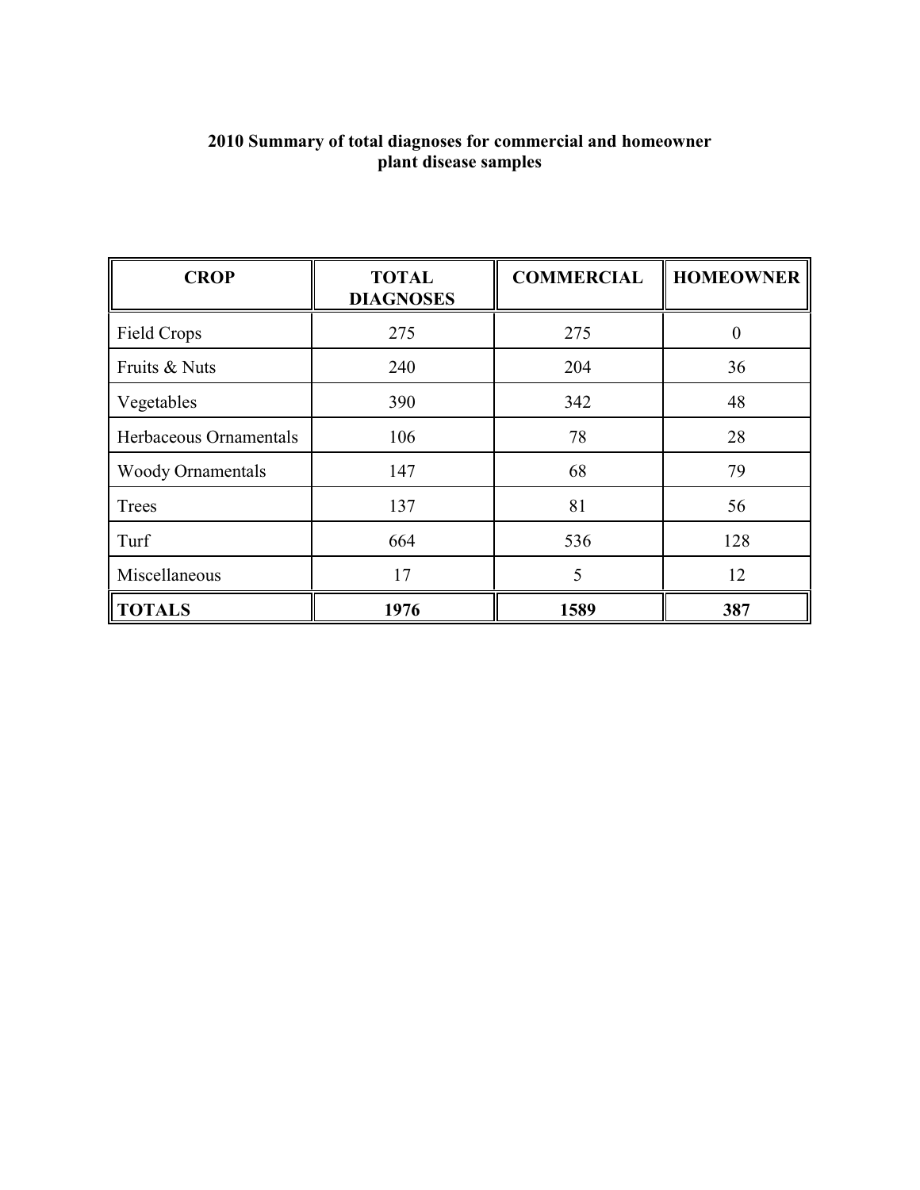## 2010 Summary of total diagnoses for commercial and homeowner plant disease samples

| CROP | TOTAL DIAGNOSES | COMMERCIAL | HOMEOWNER |
|---|---|---|---|
| Field Crops | 275 | 275 | 0 |
| Fruits & Nuts | 240 | 204 | 36 |
| Vegetables | 390 | 342 | 48 |
| Herbaceous Ornamentals | 106 | 78 | 28 |
| Woody Ornamentals | 147 | 68 | 79 |
| Trees | 137 | 81 | 56 |
| Turf | 664 | 536 | 128 |
| Miscellaneous | 17 | 5 | 12 |
| **TOTALS** | **1976** | **1589** | **387** |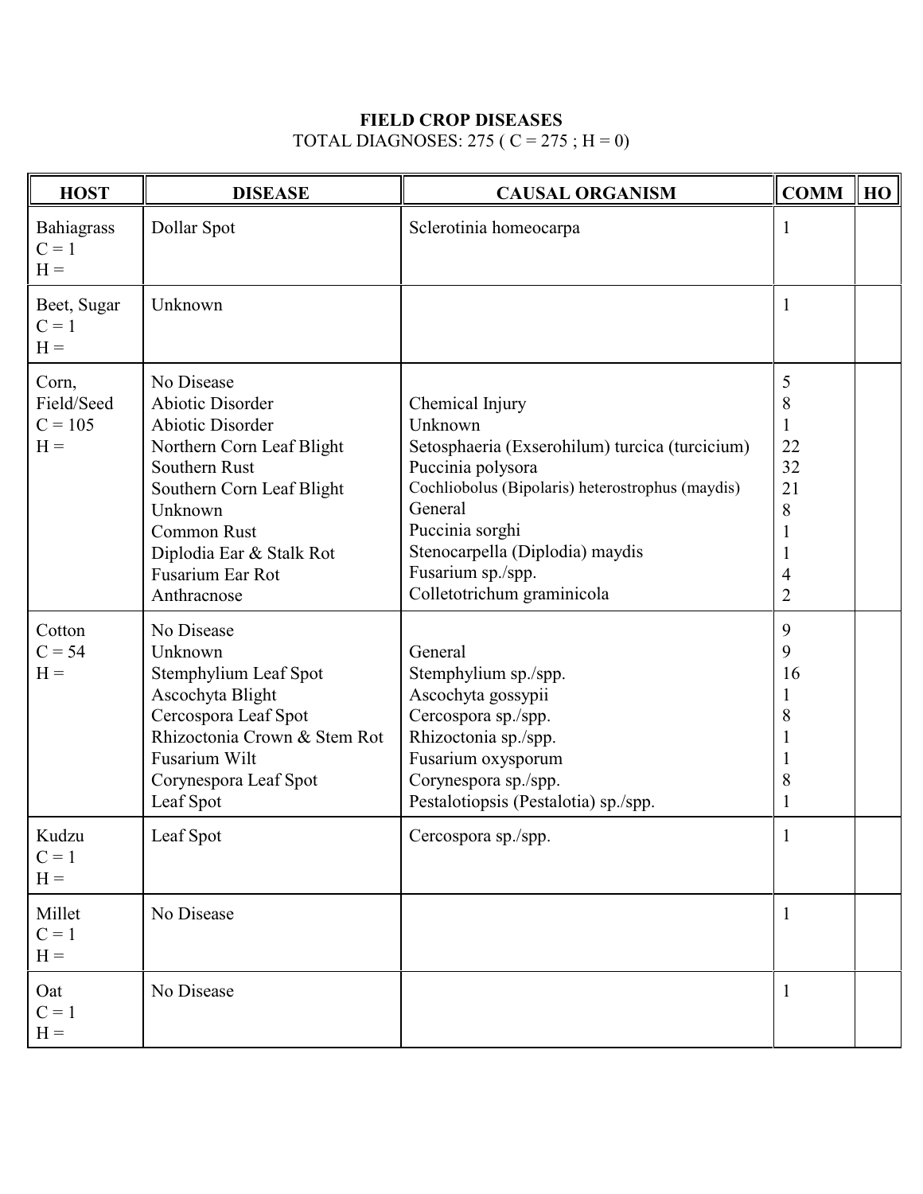# FIELD CROP DISEASES

TOTAL DIAGNOSES: 275 ( C = 275 ; H = 0)

| HOST | DISEASE | CAUSAL ORGANISM | COMM | HO |
|---|---|---|---|---|
| Bahiagrass<br>C = 1<br>H = | Dollar Spot | Sclerotinia homeocarpa | 1 | |
| Beet, Sugar<br>C = 1<br>H = | Unknown | | 1 | |
| Corn, Field/Seed<br>C = 105<br>H = | No Disease | | 5 | |
| | Abiotic Disorder | Chemical Injury | 8 | |
| | Abiotic Disorder | Unknown | 1 | |
| | Northern Corn Leaf Blight | Setosphaeria (Exserohilum) turcica (turcicium) | 22 | |
| | Southern Rust | Puccinia polysora | 32 | |
| | Southern Corn Leaf Blight | Cochliobolus (Bipolaris) heterostrophus (maydis) | 21 | |
| | Unknown | General | 8 | |
| | Common Rust | Puccinia sorghi | 1 | |
| | Diplodia Ear & Stalk Rot | Stenocarpella (Diplodia) maydis | 1 | |
| | Fusarium Ear Rot | Fusarium sp./spp. | 4 | |
| | Anthracnose | Colletotrichum graminicola | 2 | |
| Cotton<br>C = 54<br>H = | No Disease | | 9 | |
| | Unknown | General | 9 | |
| | Stemphylium Leaf Spot | Stemphylium sp./spp. | 16 | |
| | Ascochyta Blight | Ascochyta gossypii | 1 | |
| | Cercospora Leaf Spot | Cercospora sp./spp. | 8 | |
| | Rhizoctonia Crown & Stem Rot | Rhizoctonia sp./spp. | 1 | |
| | Fusarium Wilt | Fusarium oxysporum | 1 | |
| | Corynespora Leaf Spot | Corynespora sp./spp. | 8 | |
| | Leaf Spot | Pestalotiopsis (Pestalotia) sp./spp. | 1 | |
| Kudzu<br>C = 1<br>H = | Leaf Spot | Cercospora sp./spp. | 1 | |
| Millet<br>C = 1<br>H = | No Disease | | 1 | |
| Oat<br>C = 1<br>H = | No Disease | | 1 | |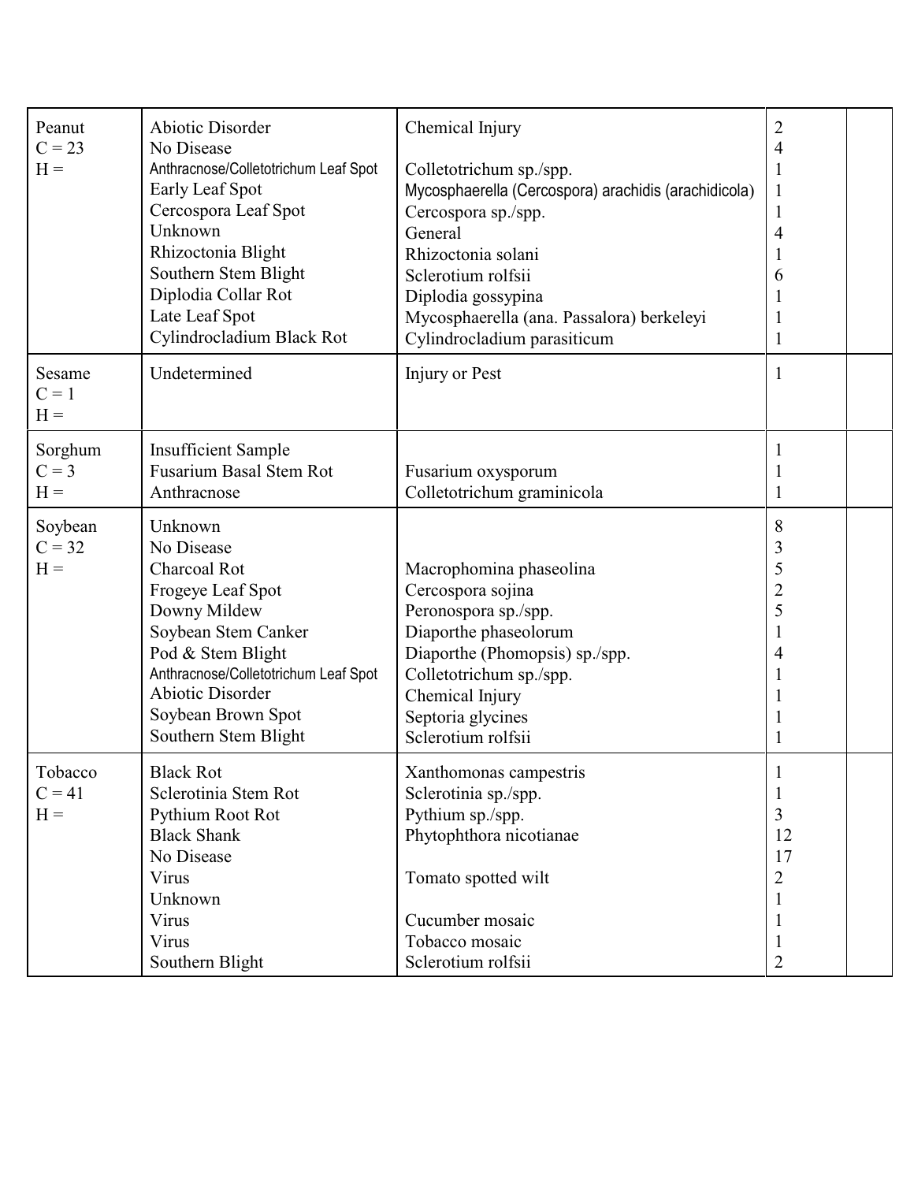| | | | | |
|---|---|---|---|---|
| Peanut<br>C = 23<br>H = | Abiotic Disorder<br>No Disease<br>Anthracnose/Colletotrichum Leaf Spot<br>Early Leaf Spot<br>Cercospora Leaf Spot<br>Unknown<br>Rhizoctonia Blight<br>Southern Stem Blight<br>Diplodia Collar Rot<br>Late Leaf Spot<br>Cylindrocladium Black Rot | Chemical Injury<br><br>Colletotrichum sp./spp.<br>Mycosphaerella (Cercospora) arachidis (arachidicola)<br>Cercospora sp./spp.<br>General<br>Rhizoctonia solani<br>Sclerotium rolfsii<br>Diplodia gossypina<br>Mycosphaerella (ana. Passalora) berkeleyi<br>Cylindrocladium parasiticum | 2<br>4<br>1<br>1<br>1<br>4<br>1<br>6<br>1<br>1<br>1 | |
| Sesame<br>C = 1<br>H = | Undetermined | Injury or Pest | 1 | |
| Sorghum<br>C = 3<br>H = | Insufficient Sample<br>Fusarium Basal Stem Rot<br>Anthracnose | <br>Fusarium oxysporum<br>Colletotrichum graminicola | 1<br>1<br>1 | |
| Soybean<br>C = 32<br>H = | Unknown<br>No Disease<br>Charcoal Rot<br>Frogeye Leaf Spot<br>Downy Mildew<br>Soybean Stem Canker<br>Pod & Stem Blight<br>Anthracnose/Colletotrichum Leaf Spot<br>Abiotic Disorder<br>Soybean Brown Spot<br>Southern Stem Blight | <br><br>Macrophomina phaseolina<br>Cercospora sojina<br>Peronospora sp./spp.<br>Diaporthe phaseolorum<br>Diaporthe (Phomopsis) sp./spp.<br>Colletotrichum sp./spp.<br>Chemical Injury<br>Septoria glycines<br>Sclerotium rolfsii | 8<br>3<br>5<br>2<br>5<br>1<br>4<br>1<br>1<br>1<br>1 | |
| Tobacco<br>C = 41<br>H = | Black Rot<br>Sclerotinia Stem Rot<br>Pythium Root Rot<br>Black Shank<br>No Disease<br>Virus<br>Unknown<br>Virus<br>Virus<br>Southern Blight | Xanthomonas campestris<br>Sclerotinia sp./spp.<br>Pythium sp./spp.<br>Phytophthora nicotianae<br><br>Tomato spotted wilt<br><br>Cucumber mosaic<br>Tobacco mosaic<br>Sclerotium rolfsii | 1<br>1<br>3<br>12<br>17<br>2<br>1<br>1<br>1<br>2 | |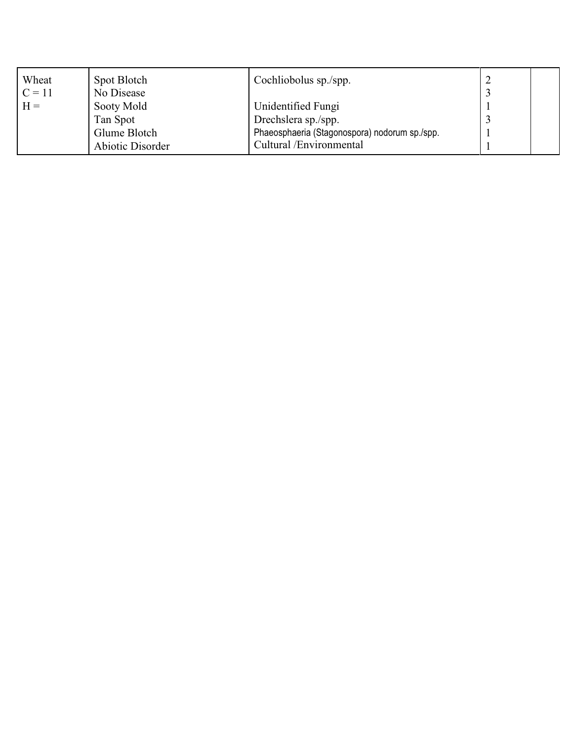| Wheat<br>C = 11<br>H = | Spot Blotch | Cochliobolus sp./spp. | 2 | |
|---|---|---|---|---|
| | No Disease | | 3 | |
| | Sooty Mold | Unidentified Fungi | 1 | |
| | Tan Spot | Drechslera sp./spp. | 3 | |
| | Glume Blotch | Phaeosphaeria (Stagonospora) nodorum sp./spp. | 1 | |
| | Abiotic Disorder | Cultural /Environmental | 1 | |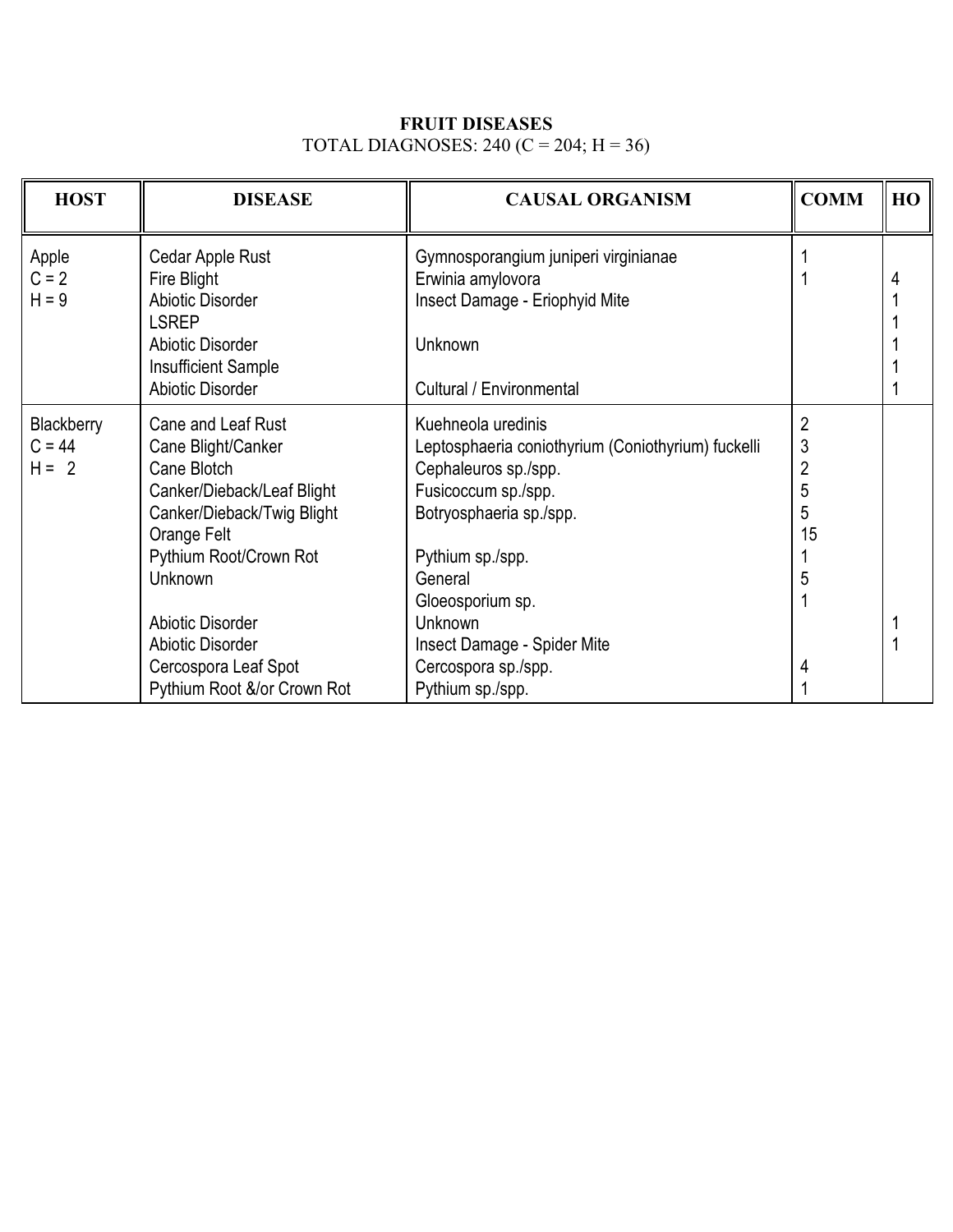**FRUIT DISEASES**
TOTAL DIAGNOSES: 240 (C = 204; H = 36)

| HOST | DISEASE | CAUSAL ORGANISM | COMM | HO |
|---|---|---|---|---|
| Apple | Cedar Apple Rust | Gymnosporangium juniperi virginianae | 1 | |
| C = 2 | Fire Blight | Erwinia amylovora | 1 | 4 |
| H = 9 | Abiotic Disorder | Insect Damage - Eriophyid Mite | | 1 |
| | LSREP | | | 1 |
| | Abiotic Disorder | Unknown | | 1 |
| | Insufficient Sample | | | 1 |
| | Abiotic Disorder | Cultural / Environmental | | 1 |
| Blackberry | Cane and Leaf Rust | Kuehneola uredinis | 2 | |
| C = 44 | Cane Blight/Canker | Leptosphaeria coniothyrium (Coniothyrium) fuckelli | 3 | |
| H = 2 | Cane Blotch | Cephaleuros sp./spp. | 2 | |
| | Canker/Dieback/Leaf Blight | Fusicoccum sp./spp. | 5 | |
| | Canker/Dieback/Twig Blight | Botryosphaeria sp./spp. | 5 | |
| | Orange Felt | | 15 | |
| | Pythium Root/Crown Rot | Pythium sp./spp. | 1 | |
| | Unknown | General | 5 | |
| | | Gloeosporium sp. | 1 | |
| | Abiotic Disorder | Unknown | | 1 |
| | Abiotic Disorder | Insect Damage - Spider Mite | | 1 |
| | Cercospora Leaf Spot | Cercospora sp./spp. | 4 | |
| | Pythium Root &/or Crown Rot | Pythium sp./spp. | 1 | |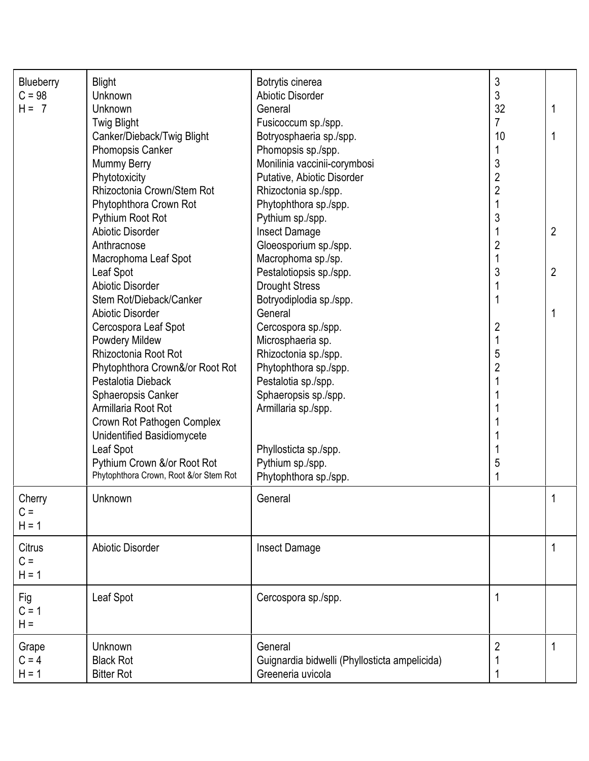| | | | | |
|---|---|---|---|---|
| Blueberry<br>C = 98<br>H = 7 | Blight | Botrytis cinerea | 3 | |
| | Unknown | Abiotic Disorder | 3 | |
| | Unknown | General | 32 | 1 |
| | Twig Blight | Fusicoccum sp./spp. | 7 | |
| | Canker/Dieback/Twig Blight | Botryosphaeria sp./spp. | 10 | 1 |
| | Phomopsis Canker | Phomopsis sp./spp. | 1 | |
| | Mummy Berry | Monilinia vaccinii-corymbosi | 3 | |
| | Phytotoxicity | Putative, Abiotic Disorder | 2 | |
| | Rhizoctonia Crown/Stem Rot | Rhizoctonia sp./spp. | 2 | |
| | Phytophthora Crown Rot | Phytophthora sp./spp. | 1 | |
| | Pythium Root Rot | Pythium sp./spp. | 3 | |
| | Abiotic Disorder | Insect Damage | 1 | 2 |
| | Anthracnose | Gloeosporium sp./spp. | 2 | |
| | Macrophoma Leaf Spot | Macrophoma sp./sp. | 1 | |
| | Leaf Spot | Pestalotiopsis sp./spp. | 3 | 2 |
| | Abiotic Disorder | Drought Stress | 1 | |
| | Stem Rot/Dieback/Canker | Botryodiplodia sp./spp. | 1 | |
| | Abiotic Disorder | General | | 1 |
| | Cercospora Leaf Spot | Cercospora sp./spp. | 2 | |
| | Powdery Mildew | Microsphaeria sp. | 1 | |
| | Rhizoctonia Root Rot | Rhizoctonia sp./spp. | 5 | |
| | Phytophthora Crown&/or Root Rot | Phytophthora sp./spp. | 2 | |
| | Pestalotia Dieback | Pestalotia sp./spp. | 1 | |
| | Sphaeropsis Canker | Sphaeropsis sp./spp. | 1 | |
| | Armillaria Root Rot | Armillaria sp./spp. | 1 | |
| | Crown Rot Pathogen Complex | | 1 | |
| | Unidentified Basidiomycete | | 1 | |
| | Leaf Spot | Phyllosticta sp./spp. | 1 | |
| | Pythium Crown &/or Root Rot | Pythium sp./spp. | 5 | |
| | Phytophthora Crown, Root &/or Stem Rot | Phytophthora sp./spp. | 1 | |
| Cherry<br>C =<br>H = 1 | Unknown | General | | 1 |
| Citrus<br>C =<br>H = 1 | Abiotic Disorder | Insect Damage | | 1 |
| Fig<br>C = 1<br>H = | Leaf Spot | Cercospora sp./spp. | 1 | |
| Grape<br>C = 4<br>H = 1 | Unknown | General | 2 | 1 |
| | Black Rot | Guignardia bidwelli (Phyllosticta ampelicida) | 1 | |
| | Bitter Rot | Greeneria uvicola | 1 | |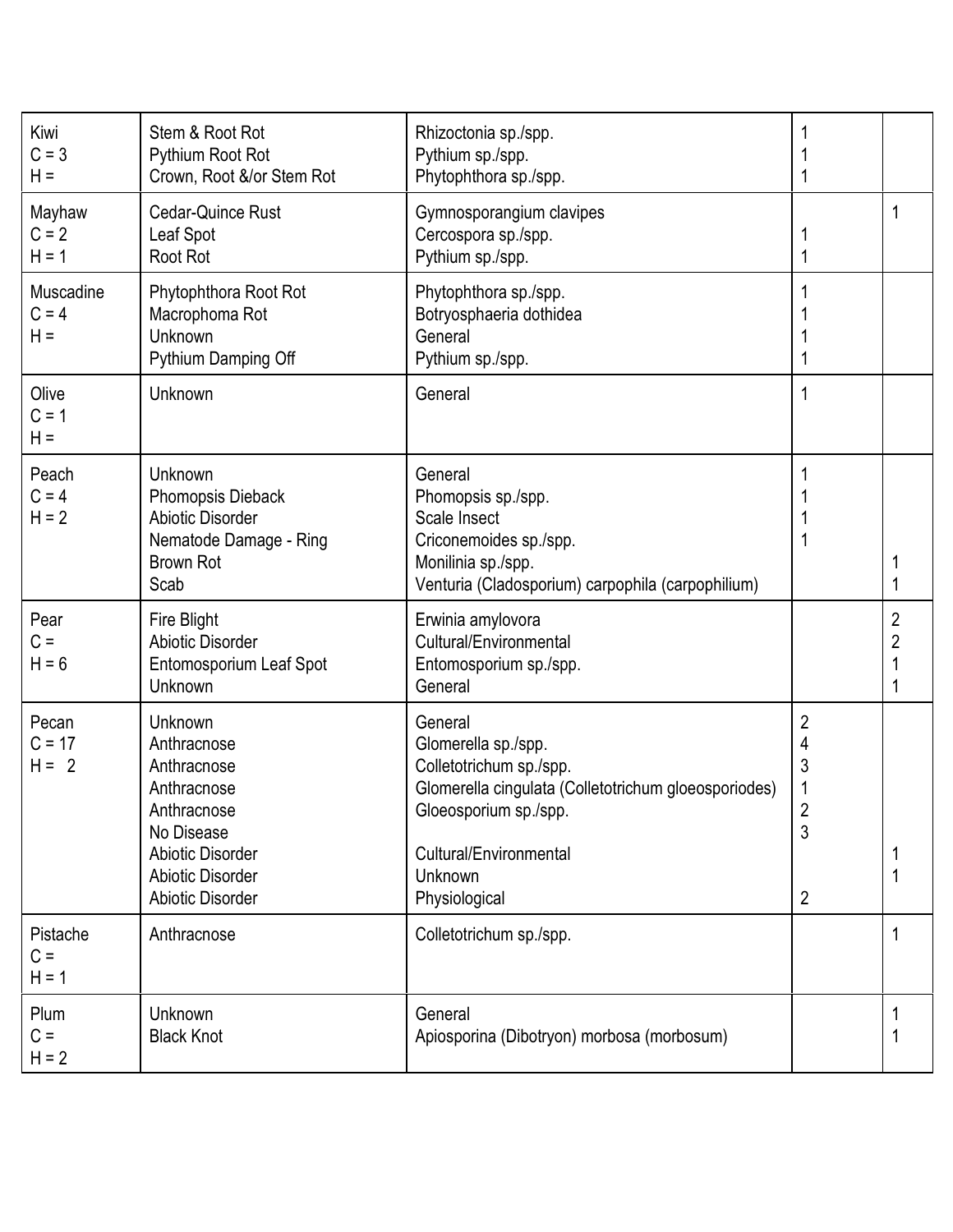| | | | | |
|---|---|---|---|---|
| Kiwi<br>C = 3<br>H = | Stem & Root Rot<br>Pythium Root Rot<br>Crown, Root &/or Stem Rot | Rhizoctonia sp./spp.<br>Pythium sp./spp.<br>Phytophthora sp./spp. | 1<br>1<br>1 | |
| Mayhaw<br>C = 2<br>H = 1 | Cedar-Quince Rust<br>Leaf Spot<br>Root Rot | Gymnosporangium clavipes<br>Cercospora sp./spp.<br>Pythium sp./spp. | <br>1<br>1 | 1 |
| Muscadine<br>C = 4<br>H = | Phytophthora Root Rot<br>Macrophoma Rot<br>Unknown<br>Pythium Damping Off | Phytophthora sp./spp.<br>Botryosphaeria dothidea<br>General<br>Pythium sp./spp. | 1<br>1<br>1<br>1 | |
| Olive<br>C = 1<br>H = | Unknown | General | 1 | |
| Peach<br>C = 4<br>H = 2 | Unknown<br>Phomopsis Dieback<br>Abiotic Disorder<br>Nematode Damage - Ring<br>Brown Rot<br>Scab | General<br>Phomopsis sp./spp.<br>Scale Insect<br>Criconemoides sp./spp.<br>Monilinia sp./spp.<br>Venturia (Cladosporium) carpophila (carpophilium) | 1<br>1<br>1<br>1 | <br><br><br><br>1<br>1 |
| Pear<br>C =<br>H = 6 | Fire Blight<br>Abiotic Disorder<br>Entomosporium Leaf Spot<br>Unknown | Erwinia amylovora<br>Cultural/Environmental<br>Entomosporium sp./spp.<br>General | | 2<br>2<br>1<br>1 |
| Pecan<br>C = 17<br>H = 2 | Unknown<br>Anthracnose<br>Anthracnose<br>Anthracnose<br>Anthracnose<br>No Disease<br>Abiotic Disorder<br>Abiotic Disorder<br>Abiotic Disorder | General<br>Glomerella sp./spp.<br>Colletotrichum sp./spp.<br>Glomerella cingulata (Colletotrichum gloeosporiodes)<br>Gloeosporium sp./spp.<br><br>Cultural/Environmental<br>Unknown<br>Physiological | 2<br>4<br>3<br>1<br>2<br>3<br><br><br>2 | <br><br><br><br><br><br>1<br>1<br> |
| Pistache<br>C =<br>H = 1 | Anthracnose | Colletotrichum sp./spp. | | 1 |
| Plum<br>C =<br>H = 2 | Unknown<br>Black Knot | General<br>Apiosporina (Dibotryon) morbosa (morbosum) | | 1<br>1 |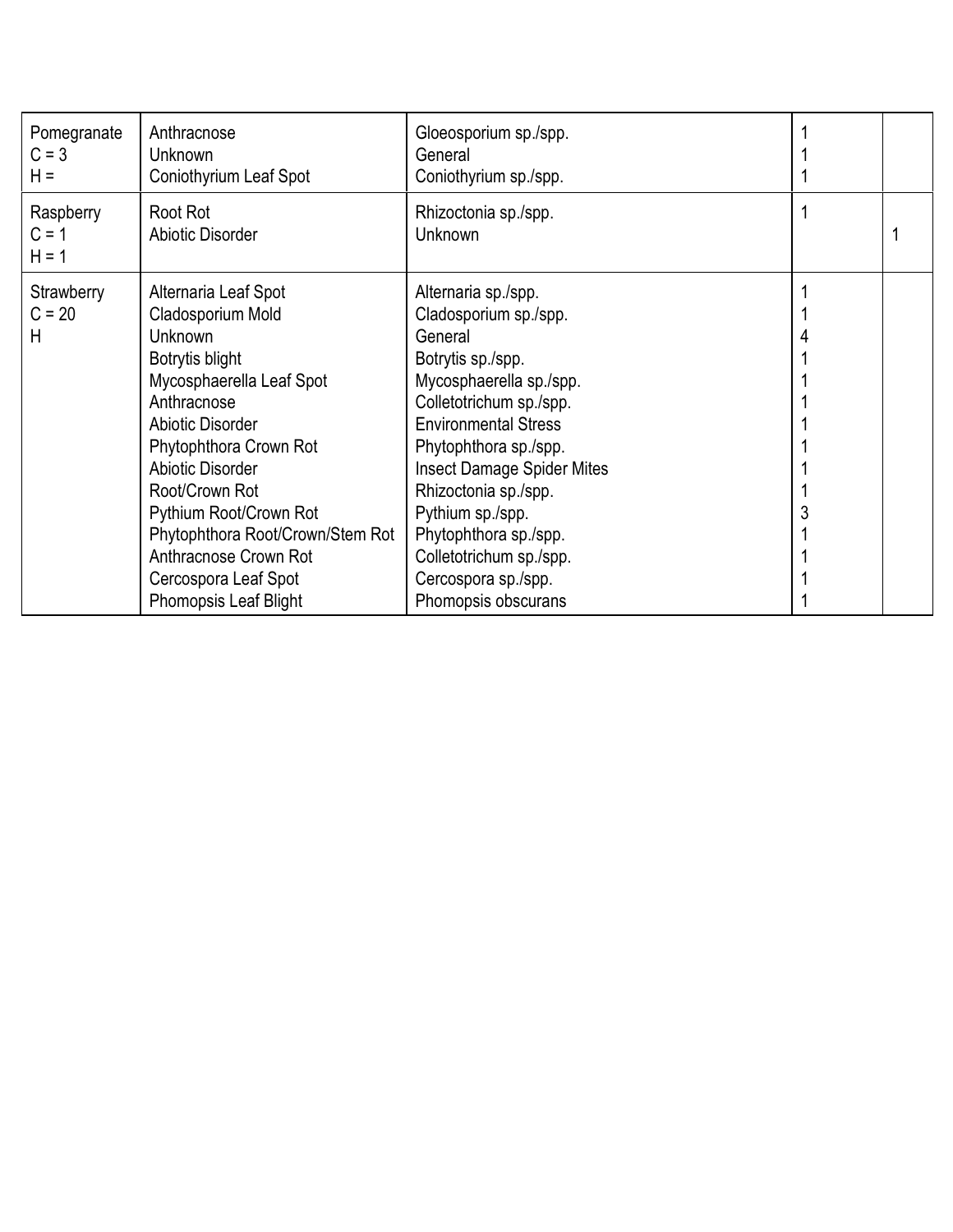| | | | | |
|---|---|---|---|---|
| Pomegranate<br>C = 3<br>H = | Anthracnose<br>Unknown<br>Coniothyrium Leaf Spot | Gloeosporium sp./spp.<br>General<br>Coniothyrium sp./spp. | 1<br>1<br>1 | |
| Raspberry<br>C = 1<br>H = 1 | Root Rot<br>Abiotic Disorder | Rhizoctonia sp./spp.<br>Unknown | 1 | <br>1 |
| Strawberry<br>C = 20<br>H | Alternaria Leaf Spot<br>Cladosporium Mold<br>Unknown<br>Botrytis blight<br>Mycosphaerella Leaf Spot<br>Anthracnose<br>Abiotic Disorder<br>Phytophthora Crown Rot<br>Abiotic Disorder<br>Root/Crown Rot<br>Pythium Root/Crown Rot<br>Phytophthora Root/Crown/Stem Rot<br>Anthracnose Crown Rot<br>Cercospora Leaf Spot<br>Phomopsis Leaf Blight | Alternaria sp./spp.<br>Cladosporium sp./spp.<br>General<br>Botrytis sp./spp.<br>Mycosphaerella sp./spp.<br>Colletotrichum sp./spp.<br>Environmental Stress<br>Phytophthora sp./spp.<br>Insect Damage Spider Mites<br>Rhizoctonia sp./spp.<br>Pythium sp./spp.<br>Phytophthora sp./spp.<br>Colletotrichum sp./spp.<br>Cercospora sp./spp.<br>Phomopsis obscurans | 1<br>1<br>4<br>1<br>1<br>1<br>1<br>1<br>1<br>1<br>3<br>1<br>1<br>1<br>1 | |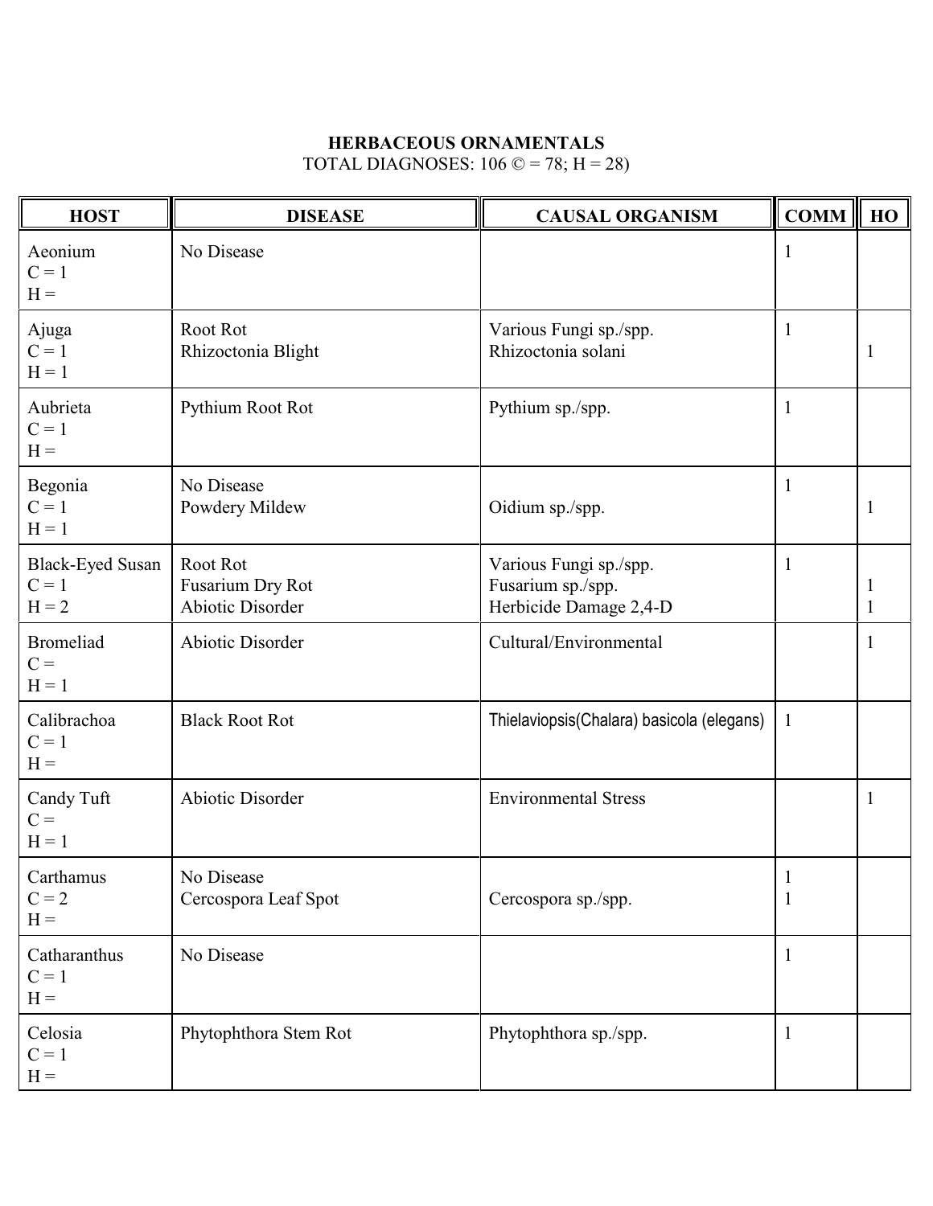**HERBACEOUS ORNAMENTALS**

TOTAL DIAGNOSES: 106 © = 78; H = 28)

| HOST | DISEASE | CAUSAL ORGANISM | COMM | HO |
|---|---|---|---|---|
| Aeonium<br>C = 1<br>H = | No Disease | | 1 | |
| Ajuga<br>C = 1<br>H = 1 | Root Rot<br>Rhizoctonia Blight | Various Fungi sp./spp.<br>Rhizoctonia solani | 1 | <br>1 |
| Aubrieta<br>C = 1<br>H = | Pythium Root Rot | Pythium sp./spp. | 1 | |
| Begonia<br>C = 1<br>H = 1 | No Disease<br>Powdery Mildew | <br>Oidium sp./spp. | 1 | <br>1 |
| Black-Eyed Susan<br>C = 1<br>H = 2 | Root Rot<br>Fusarium Dry Rot<br>Abiotic Disorder | Various Fungi sp./spp.<br>Fusarium sp./spp.<br>Herbicide Damage 2,4-D | 1 | <br>1<br>1 |
| Bromeliad<br>C =<br>H = 1 | Abiotic Disorder | Cultural/Environmental | | 1 |
| Calibrachoa<br>C = 1<br>H = | Black Root Rot | Thielaviopsis(Chalara) basicola (elegans) | 1 | |
| Candy Tuft<br>C =<br>H = 1 | Abiotic Disorder | Environmental Stress | | 1 |
| Carthamus<br>C = 2<br>H = | No Disease<br>Cercospora Leaf Spot | <br>Cercospora sp./spp. | 1<br>1 | |
| Catharanthus<br>C = 1<br>H = | No Disease | | 1 | |
| Celosia<br>C = 1<br>H = | Phytophthora Stem Rot | Phytophthora sp./spp. | 1 | |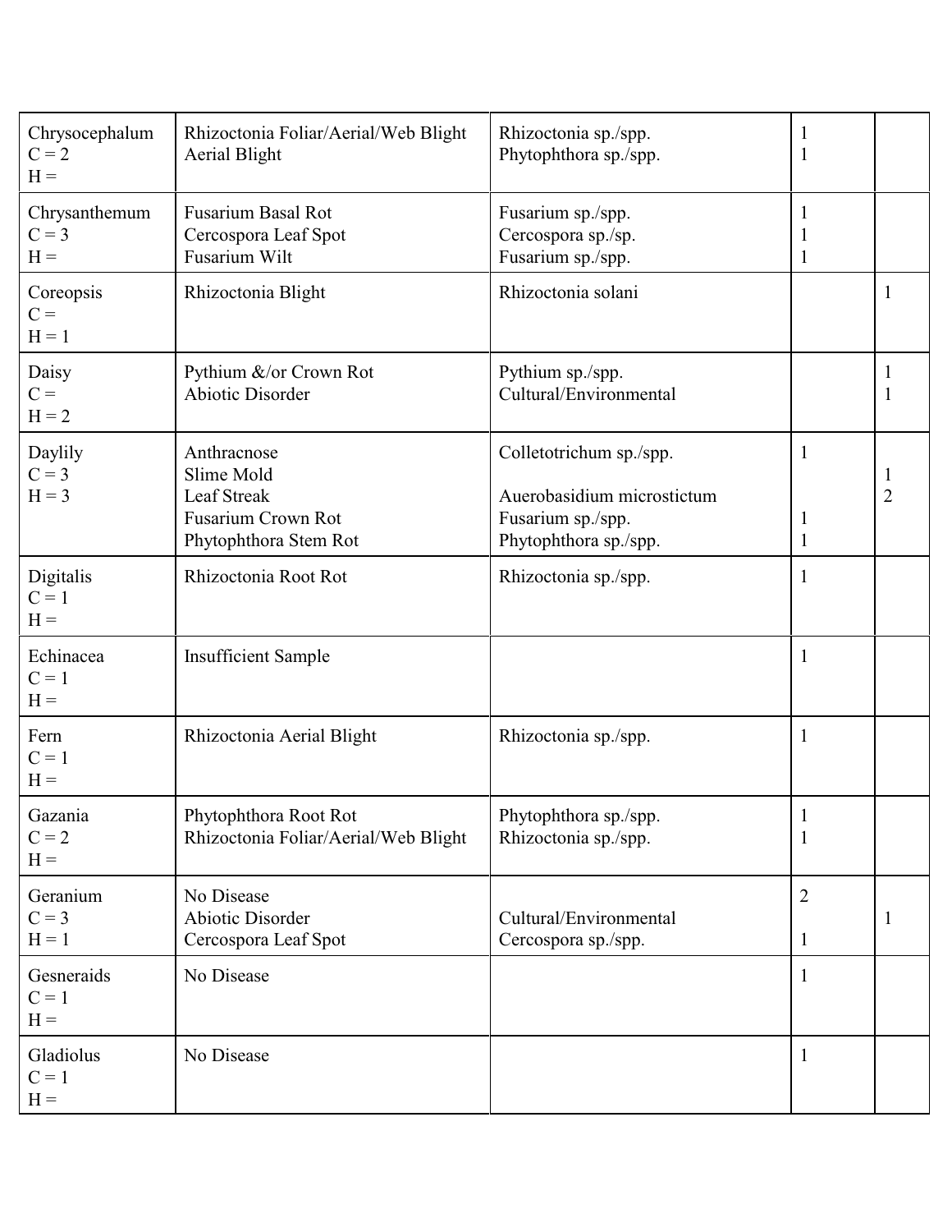| | | | | |
|---|---|---|---|---|
| Chrysocephalum<br>C = 2<br>H = | Rhizoctonia Foliar/Aerial/Web Blight<br>Aerial Blight | Rhizoctonia sp./spp.<br>Phytophthora sp./spp. | 1<br>1 | |
| Chrysanthemum<br>C = 3<br>H = | Fusarium Basal Rot<br>Cercospora Leaf Spot<br>Fusarium Wilt | Fusarium sp./spp.<br>Cercospora sp./sp.<br>Fusarium sp./spp. | 1<br>1<br>1 | |
| Coreopsis<br>C =<br>H = 1 | Rhizoctonia Blight | Rhizoctonia solani | | 1 |
| Daisy<br>C =<br>H = 2 | Pythium &/or Crown Rot<br>Abiotic Disorder | Pythium sp./spp.<br>Cultural/Environmental | | 1<br>1 |
| Daylily<br>C = 3<br>H = 3 | Anthracnose<br>Slime Mold<br>Leaf Streak<br>Fusarium Crown Rot<br>Phytophthora Stem Rot | Colletotrichum sp./spp.<br><br>Auerobasidium microstictum<br>Fusarium sp./spp.<br>Phytophthora sp./spp. | 1<br><br><br>1<br>1 | <br>1<br>2<br><br> |
| Digitalis<br>C = 1<br>H = | Rhizoctonia Root Rot | Rhizoctonia sp./spp. | 1 | |
| Echinacea<br>C = 1<br>H = | Insufficient Sample | | 1 | |
| Fern<br>C = 1<br>H = | Rhizoctonia Aerial Blight | Rhizoctonia sp./spp. | 1 | |
| Gazania<br>C = 2<br>H = | Phytophthora Root Rot<br>Rhizoctonia Foliar/Aerial/Web Blight | Phytophthora sp./spp.<br>Rhizoctonia sp./spp. | 1<br>1 | |
| Geranium<br>C = 3<br>H = 1 | No Disease<br>Abiotic Disorder<br>Cercospora Leaf Spot | <br>Cultural/Environmental<br>Cercospora sp./spp. | 2<br><br>1 | <br>1<br> |
| Gesneraids<br>C = 1<br>H = | No Disease | | 1 | |
| Gladiolus<br>C = 1<br>H = | No Disease | | 1 | |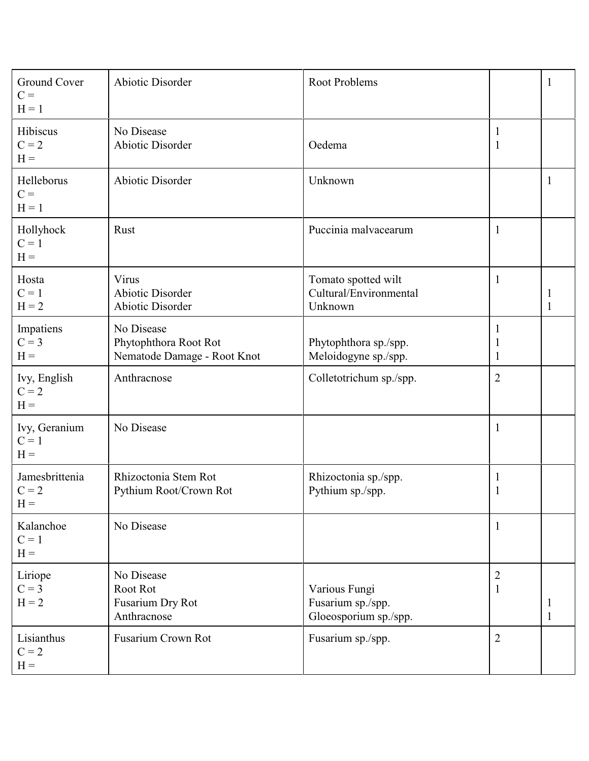| | | | | |
|---|---|---|---|---|
| Ground Cover<br>C =<br>H = 1 | Abiotic Disorder | Root Problems | | 1 |
| Hibiscus<br>C = 2<br>H = | No Disease<br>Abiotic Disorder | <br>Oedema | 1<br>1 | |
| Helleborus<br>C =<br>H = 1 | Abiotic Disorder | Unknown | | 1 |
| Hollyhock<br>C = 1<br>H = | Rust | Puccinia malvacearum | 1 | |
| Hosta<br>C = 1<br>H = 2 | Virus<br>Abiotic Disorder<br>Abiotic Disorder | Tomato spotted wilt<br>Cultural/Environmental<br>Unknown | 1 | <br>1<br>1 |
| Impatiens<br>C = 3<br>H = | No Disease<br>Phytophthora Root Rot<br>Nematode Damage - Root Knot | <br>Phytophthora sp./spp.<br>Meloidogyne sp./spp. | 1<br>1<br>1 | |
| Ivy, English<br>C = 2<br>H = | Anthracnose | Colletotrichum sp./spp. | 2 | |
| Ivy, Geranium<br>C = 1<br>H = | No Disease | | 1 | |
| Jamesbrittenia<br>C = 2<br>H = | Rhizoctonia Stem Rot<br>Pythium Root/Crown Rot | Rhizoctonia sp./spp.<br>Pythium sp./spp. | 1<br>1 | |
| Kalanchoe<br>C = 1<br>H = | No Disease | | 1 | |
| Liriope<br>C = 3<br>H = 2 | No Disease<br>Root Rot<br>Fusarium Dry Rot<br>Anthracnose | <br>Various Fungi<br>Fusarium sp./spp.<br>Gloeosporium sp./spp. | 2<br>1 | <br><br>1<br>1 |
| Lisianthus<br>C = 2<br>H = | Fusarium Crown Rot | Fusarium sp./spp. | 2 | |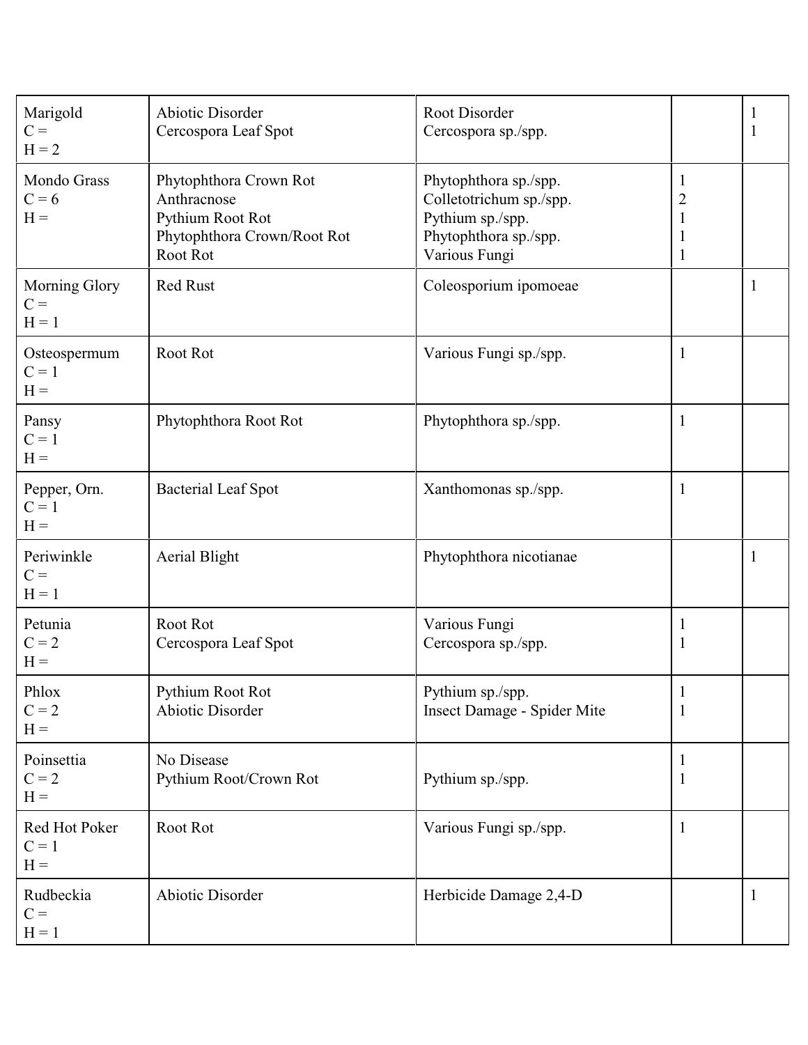| | | | | |
|---|---|---|---|---|
| Marigold<br>C =<br>H = 2 | Abiotic Disorder<br>Cercospora Leaf Spot | Root Disorder<br>Cercospora sp./spp. | | 1<br>1 |
| Mondo Grass<br>C = 6<br>H = | Phytophthora Crown Rot<br>Anthracnose<br>Pythium Root Rot<br>Phytophthora Crown/Root Rot<br>Root Rot | Phytophthora sp./spp.<br>Colletotrichum sp./spp.<br>Pythium sp./spp.<br>Phytophthora sp./spp.<br>Various Fungi | 1<br>2<br>1<br>1<br>1 | |
| Morning Glory<br>C =<br>H = 1 | Red Rust | Coleosporium ipomoeae | | 1 |
| Osteospermum<br>C = 1<br>H = | Root Rot | Various Fungi sp./spp. | 1 | |
| Pansy<br>C = 1<br>H = | Phytophthora Root Rot | Phytophthora sp./spp. | 1 | |
| Pepper, Orn.<br>C = 1<br>H = | Bacterial Leaf Spot | Xanthomonas sp./spp. | 1 | |
| Periwinkle<br>C =<br>H = 1 | Aerial Blight | Phytophthora nicotianae | | 1 |
| Petunia<br>C = 2<br>H = | Root Rot<br>Cercospora Leaf Spot | Various Fungi<br>Cercospora sp./spp. | 1<br>1 | |
| Phlox<br>C = 2<br>H = | Pythium Root Rot<br>Abiotic Disorder | Pythium sp./spp.<br>Insect Damage - Spider Mite | 1<br>1 | |
| Poinsettia<br>C = 2<br>H = | No Disease<br>Pythium Root/Crown Rot | <br>Pythium sp./spp. | 1<br>1 | |
| Red Hot Poker<br>C = 1<br>H = | Root Rot | Various Fungi sp./spp. | 1 | |
| Rudbeckia<br>C =<br>H = 1 | Abiotic Disorder | Herbicide Damage 2,4-D | | 1 |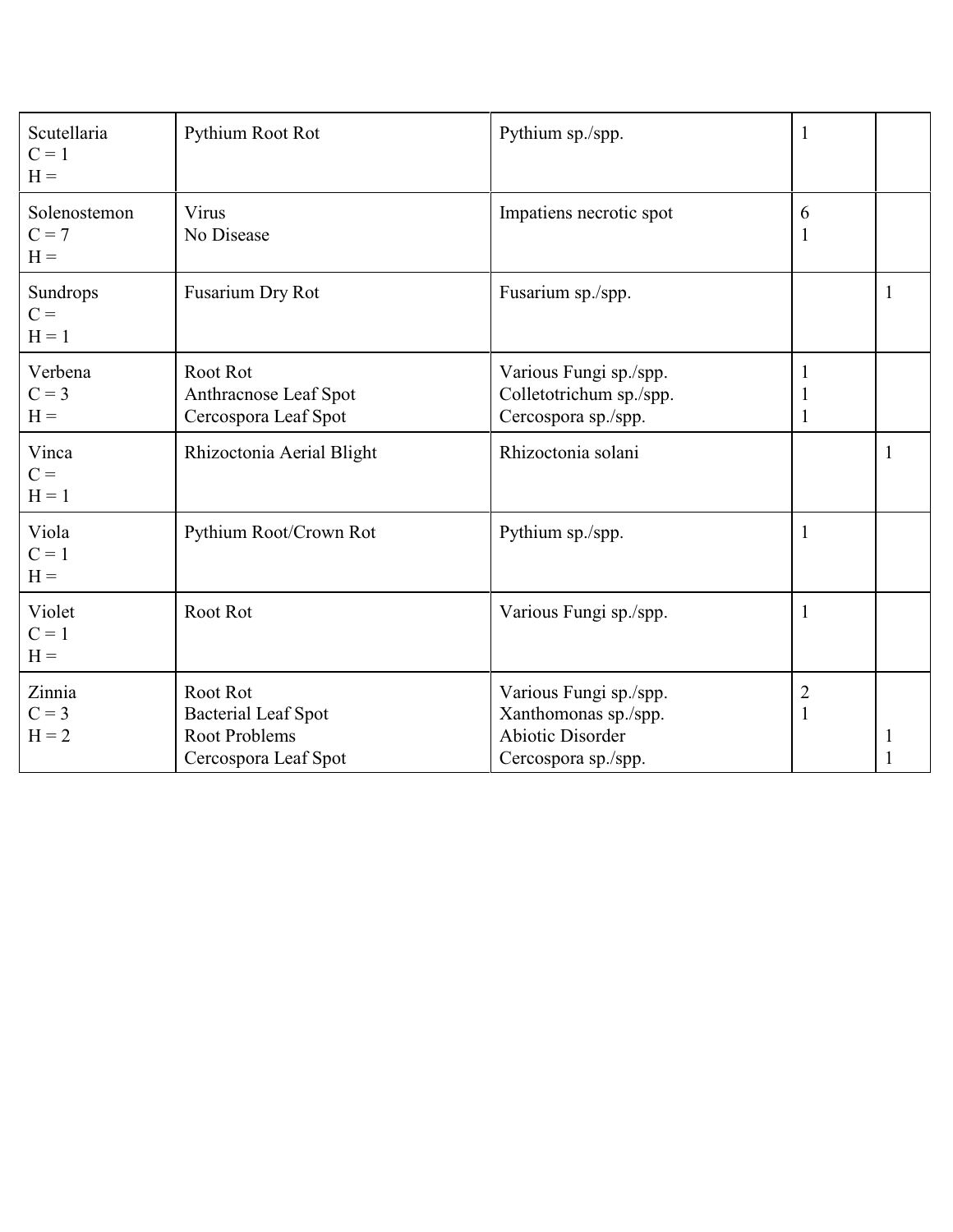| | | | | |
|---|---|---|---|---|
| Scutellaria<br>C = 1<br>H = | Pythium Root Rot | Pythium sp./spp. | 1 | |
| Solenostemon<br>C = 7<br>H = | Virus<br>No Disease | Impatiens necrotic spot | 6<br>1 | |
| Sundrops<br>C =<br>H = 1 | Fusarium Dry Rot | Fusarium sp./spp. | | 1 |
| Verbena<br>C = 3<br>H = | Root Rot<br>Anthracnose Leaf Spot<br>Cercospora Leaf Spot | Various Fungi sp./spp.<br>Colletotrichum sp./spp.<br>Cercospora sp./spp. | 1<br>1<br>1 | |
| Vinca<br>C =<br>H = 1 | Rhizoctonia Aerial Blight | Rhizoctonia solani | | 1 |
| Viola<br>C = 1<br>H = | Pythium Root/Crown Rot | Pythium sp./spp. | 1 | |
| Violet<br>C = 1<br>H = | Root Rot | Various Fungi sp./spp. | 1 | |
| Zinnia<br>C = 3<br>H = 2 | Root Rot<br>Bacterial Leaf Spot<br>Root Problems<br>Cercospora Leaf Spot | Various Fungi sp./spp.<br>Xanthomonas sp./spp.<br>Abiotic Disorder<br>Cercospora sp./spp. | 2<br>1<br><br> | <br><br>1<br>1 |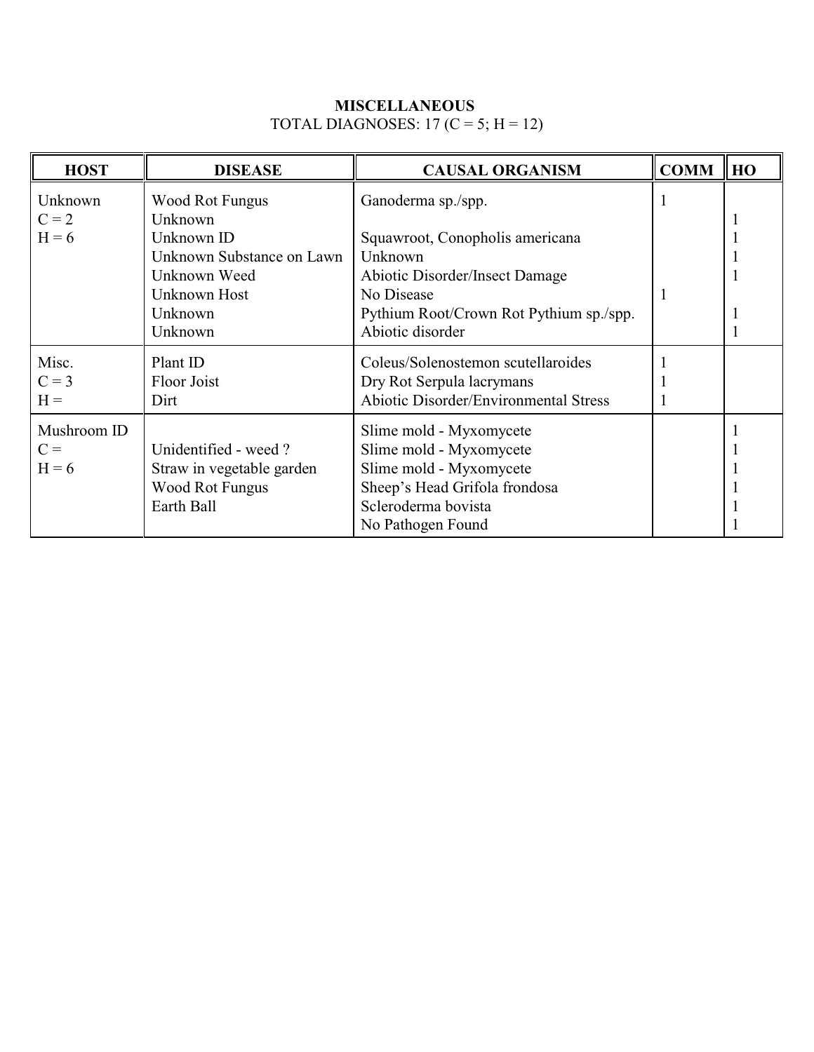**MISCELLANEOUS**
TOTAL DIAGNOSES: 17 (C = 5; H = 12)

| HOST | DISEASE | CAUSAL ORGANISM | COMM | HO |
|---|---|---|---|---|
| Unknown | Wood Rot Fungus | Ganoderma sp./spp. | 1 | |
| C = 2 | Unknown | | | 1 |
| H = 6 | Unknown ID | Squawroot, Conopholis americana | | 1 |
| | Unknown Substance on Lawn | Unknown | | 1 |
| | Unknown Weed | Abiotic Disorder/Insect Damage | | 1 |
| | Unknown Host | No Disease | 1 | |
| | Unknown | Pythium Root/Crown Rot Pythium sp./spp. | | 1 |
| | Unknown | Abiotic disorder | | 1 |
| Misc. | Plant ID | Coleus/Solenostemon scutellaroides | 1 | |
| C = 3 | Floor Joist | Dry Rot Serpula lacrymans | 1 | |
| H = | Dirt | Abiotic Disorder/Environmental Stress | 1 | |
| Mushroom ID | | Slime mold - Myxomycete | | 1 |
| C = | Unidentified - weed ? | Slime mold - Myxomycete | | 1 |
| H = 6 | Straw in vegetable garden | Slime mold - Myxomycete | | 1 |
| | Wood Rot Fungus | Sheep's Head Grifola frondosa | | 1 |
| | Earth Ball | Scleroderma bovista | | 1 |
| | | No Pathogen Found | | 1 |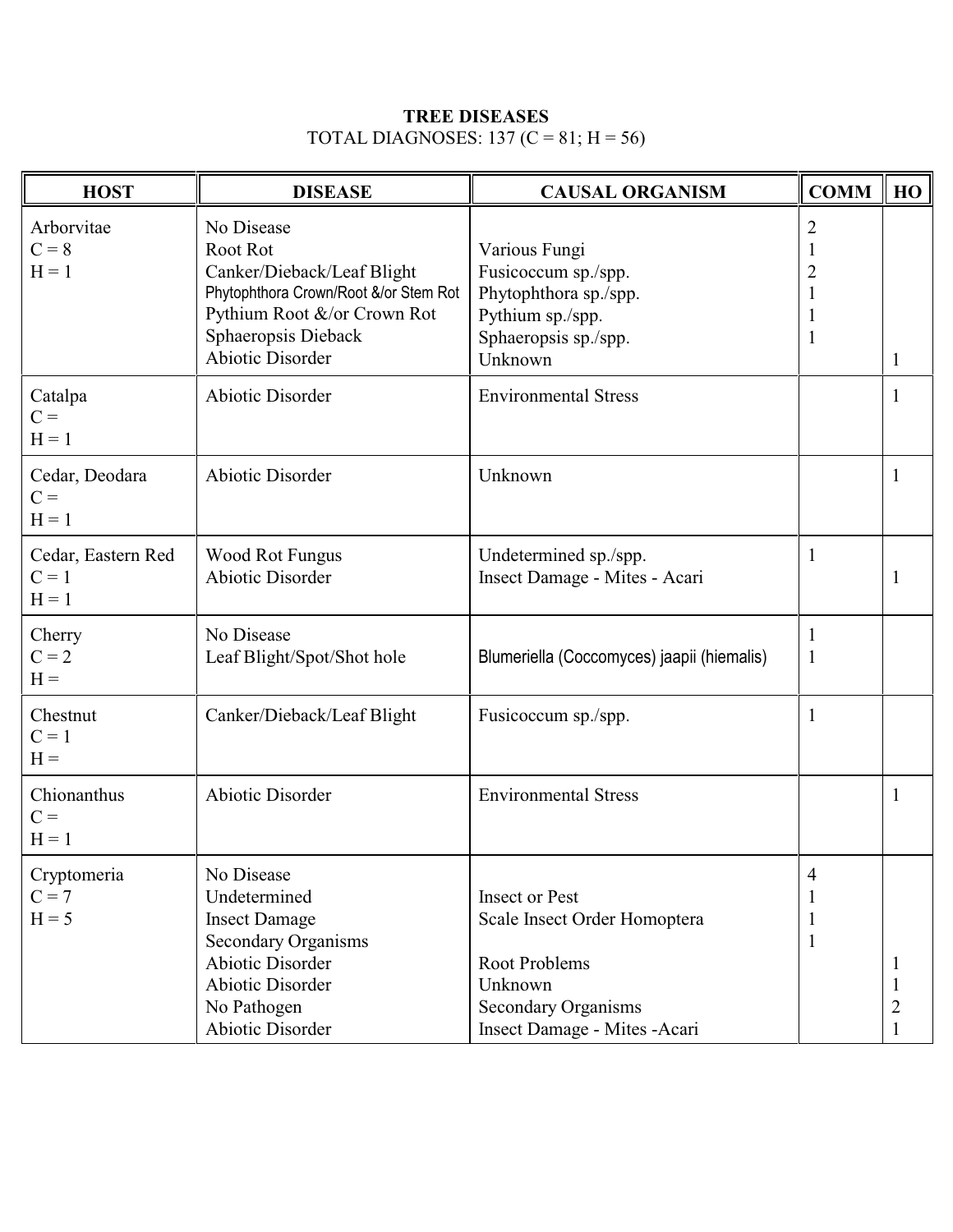**TREE DISEASES**
TOTAL DIAGNOSES: 137 (C = 81; H = 56)

| HOST | DISEASE | CAUSAL ORGANISM | COMM | HO |
|---|---|---|---|---|
| Arborvitae<br>C = 8<br>H = 1 | No Disease<br>Root Rot<br>Canker/Dieback/Leaf Blight<br>Phytophthora Crown/Root &/or Stem Rot<br>Pythium Root &/or Crown Rot<br>Sphaeropsis Dieback<br>Abiotic Disorder | <br>Various Fungi<br>Fusicoccum sp./spp.<br>Phytophthora sp./spp.<br>Pythium sp./spp.<br>Sphaeropsis sp./spp.<br>Unknown | 2<br>1<br>2<br>1<br>1<br>1<br> | <br><br><br><br><br><br>1 |
| Catalpa<br>C =<br>H = 1 | Abiotic Disorder | Environmental Stress | | 1 |
| Cedar, Deodara<br>C =<br>H = 1 | Abiotic Disorder | Unknown | | 1 |
| Cedar, Eastern Red<br>C = 1<br>H = 1 | Wood Rot Fungus<br>Abiotic Disorder | Undetermined sp./spp.<br>Insect Damage - Mites - Acari | 1<br> | <br>1 |
| Cherry<br>C = 2<br>H = | No Disease<br>Leaf Blight/Spot/Shot hole | <br>Blumeriella (Coccomyces) jaapii (hiemalis) | 1<br>1 | |
| Chestnut<br>C = 1<br>H = | Canker/Dieback/Leaf Blight | Fusicoccum sp./spp. | 1 | |
| Chionanthus<br>C =<br>H = 1 | Abiotic Disorder | Environmental Stress | | 1 |
| Cryptomeria<br>C = 7<br>H = 5 | No Disease<br>Undetermined<br>Insect Damage<br>Secondary Organisms<br>Abiotic Disorder<br>Abiotic Disorder<br>No Pathogen<br>Abiotic Disorder | <br>Insect or Pest<br>Scale Insect Order Homoptera<br><br>Root Problems<br>Unknown<br>Secondary Organisms<br>Insect Damage - Mites -Acari | 4<br>1<br>1<br>1<br><br><br><br> | <br><br><br><br>1<br>1<br>2<br>1 |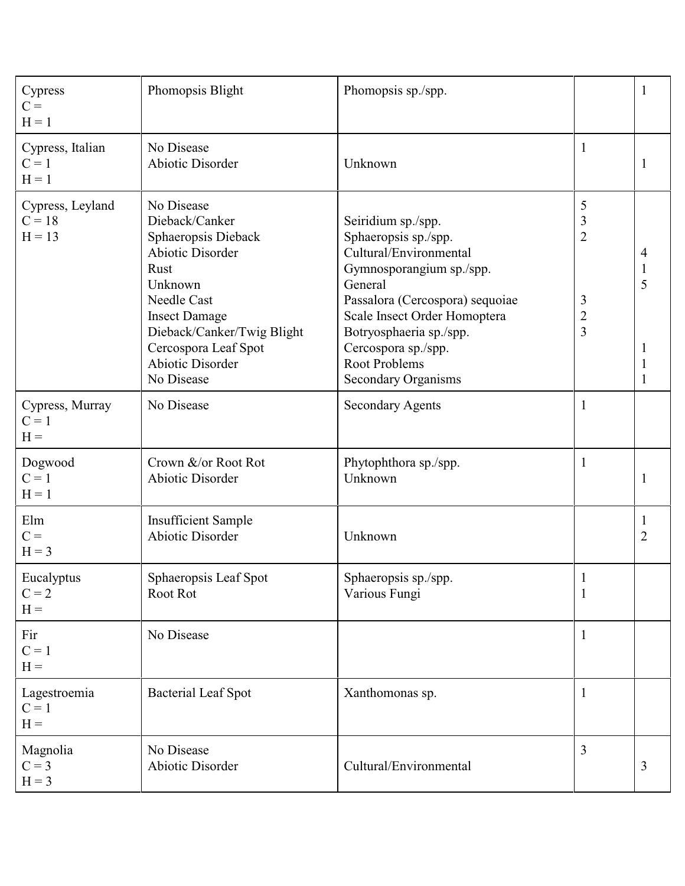| | | | | |
|---|---|---|---|---|
| Cypress | Phomopsis Blight | Phomopsis sp./spp. | | 1 |
| C = | | | | |
| H = 1 | | | | |
| Cypress, Italian | No Disease | | 1 | |
| C = 1 | Abiotic Disorder | Unknown | | 1 |
| H = 1 | | | | |
| Cypress, Leyland | No Disease | | 5 | |
| C = 18 | Dieback/Canker | Seiridium sp./spp. | 3 | |
| H = 13 | Sphaeropsis Dieback | Sphaeropsis sp./spp. | 2 | |
| | Abiotic Disorder | Cultural/Environmental | | 4 |
| | Rust | Gymnosporangium sp./spp. | | 1 |
| | Unknown | General | | 5 |
| | Needle Cast | Passalora (Cercospora) sequoiae | 3 | |
| | Insect Damage | Scale Insect Order Homoptera | 2 | |
| | Dieback/Canker/Twig Blight | Botryosphaeria sp./spp. | 3 | |
| | Cercospora Leaf Spot | Cercospora sp./spp. | | 1 |
| | Abiotic Disorder | Root Problems | | 1 |
| | No Disease | Secondary Organisms | | 1 |
| Cypress, Murray | No Disease | Secondary Agents | 1 | |
| C = 1 | | | | |
| H = | | | | |
| Dogwood | Crown &/or Root Rot | Phytophthora sp./spp. | 1 | |
| C = 1 | Abiotic Disorder | Unknown | | 1 |
| H = 1 | | | | |
| Elm | Insufficient Sample | | | 1 |
| C = | Abiotic Disorder | Unknown | | 2 |
| H = 3 | | | | |
| Eucalyptus | Sphaeropsis Leaf Spot | Sphaeropsis sp./spp. | 1 | |
| C = 2 | Root Rot | Various Fungi | 1 | |
| H = | | | | |
| Fir | No Disease | | 1 | |
| C = 1 | | | | |
| H = | | | | |
| Lagestroemia | Bacterial Leaf Spot | Xanthomonas sp. | 1 | |
| C = 1 | | | | |
| H = | | | | |
| Magnolia | No Disease | | 3 | |
| C = 3 | Abiotic Disorder | Cultural/Environmental | | 3 |
| H = 3 | | | | |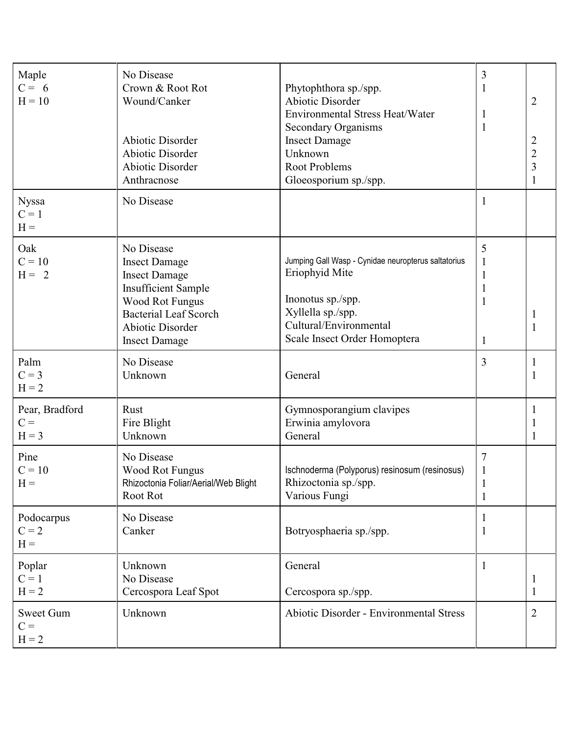| | | | | |
|---|---|---|---|---|
| Maple | No Disease | | 3 | |
| C = 6 | Crown & Root Rot | Phytophthora sp./spp. | 1 | |
| H = 10 | Wound/Canker | Abiotic Disorder | | 2 |
| | | Environmental Stress Heat/Water | 1 | |
| | | Secondary Organisms | 1 | |
| | Abiotic Disorder | Insect Damage | | 2 |
| | Abiotic Disorder | Unknown | | 2 |
| | Abiotic Disorder | Root Problems | | 3 |
| | Anthracnose | Gloeosporium sp./spp. | | 1 |
| Nyssa | No Disease | | 1 | |
| C = 1 | | | | |
| H = | | | | |
| Oak | No Disease | | 5 | |
| C = 10 | Insect Damage | Jumping Gall Wasp - Cynidae neuropterus saltatorius | 1 | |
| H = 2 | Insect Damage | Eriophyid Mite | 1 | |
| | Insufficient Sample | | 1 | |
| | Wood Rot Fungus | Inonotus sp./spp. | 1 | |
| | Bacterial Leaf Scorch | Xyllella sp./spp. | | 1 |
| | Abiotic Disorder | Cultural/Environmental | | 1 |
| | Insect Damage | Scale Insect Order Homoptera | 1 | |
| Palm | No Disease | | 3 | 1 |
| C = 3 | Unknown | General | | 1 |
| H = 2 | | | | |
| Pear, Bradford | Rust | Gymnosporangium clavipes | | 1 |
| C = | Fire Blight | Erwinia amylovora | | 1 |
| H = 3 | Unknown | General | | 1 |
| Pine | No Disease | | 7 | |
| C = 10 | Wood Rot Fungus | Ischnoderma (Polyporus) resinosum (resinosus) | 1 | |
| H = | Rhizoctonia Foliar/Aerial/Web Blight | Rhizoctonia sp./spp. | 1 | |
| | Root Rot | Various Fungi | 1 | |
| Podocarpus | No Disease | | 1 | |
| C = 2 | Canker | Botryosphaeria sp./spp. | 1 | |
| H = | | | | |
| Poplar | Unknown | General | 1 | |
| C = 1 | No Disease | | | 1 |
| H = 2 | Cercospora Leaf Spot | Cercospora sp./spp. | | 1 |
| Sweet Gum | Unknown | Abiotic Disorder - Environmental Stress | | 2 |
| C = | | | | |
| H = 2 | | | | |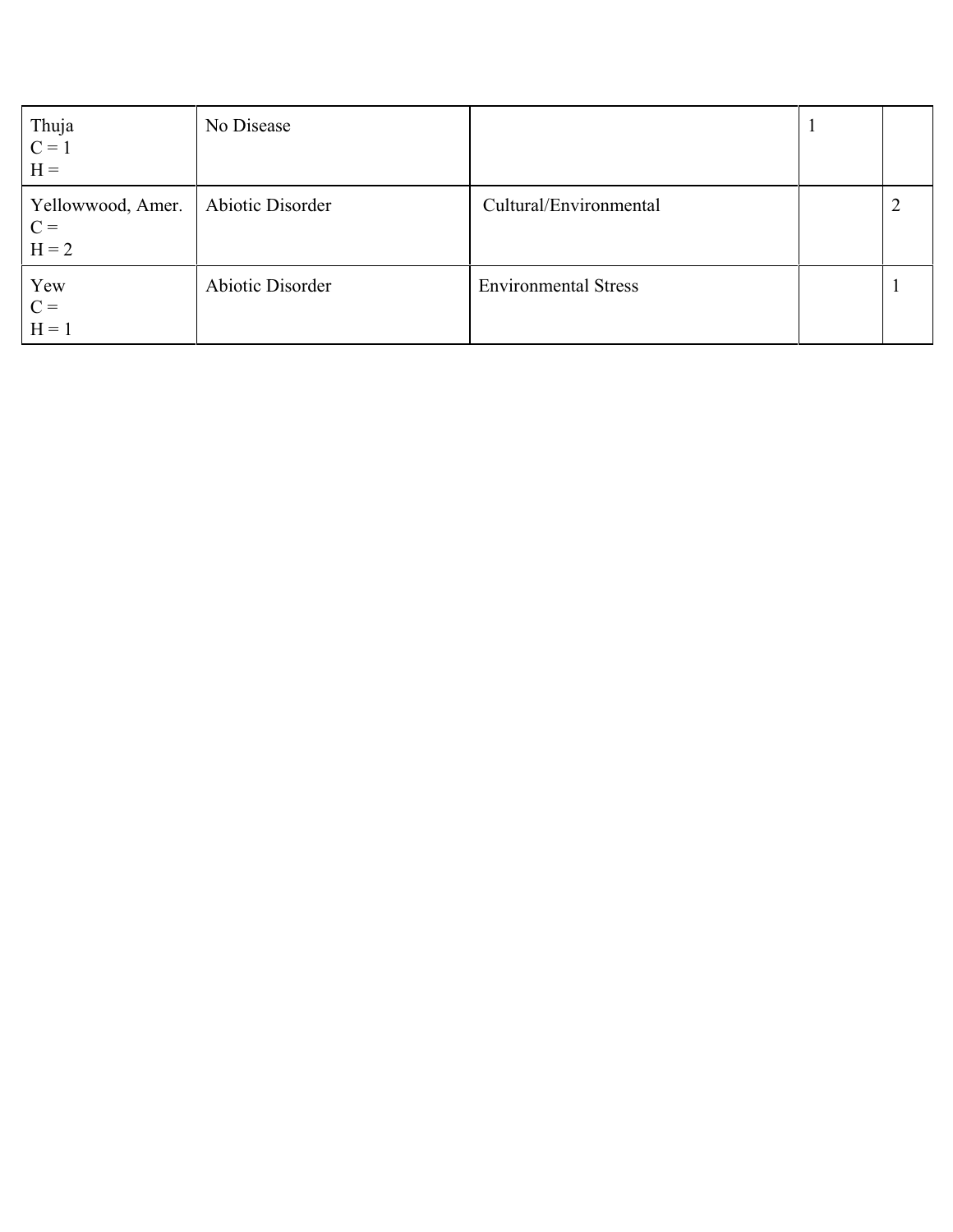| | | | | |
|---|---|---|---|---|
| Thuja<br>C = 1<br>H = | No Disease | | 1 | |
| Yellowwood, Amer.<br>C =<br>H = 2 | Abiotic Disorder | Cultural/Environmental | | 2 |
| Yew<br>C =<br>H = 1 | Abiotic Disorder | Environmental Stress | | 1 |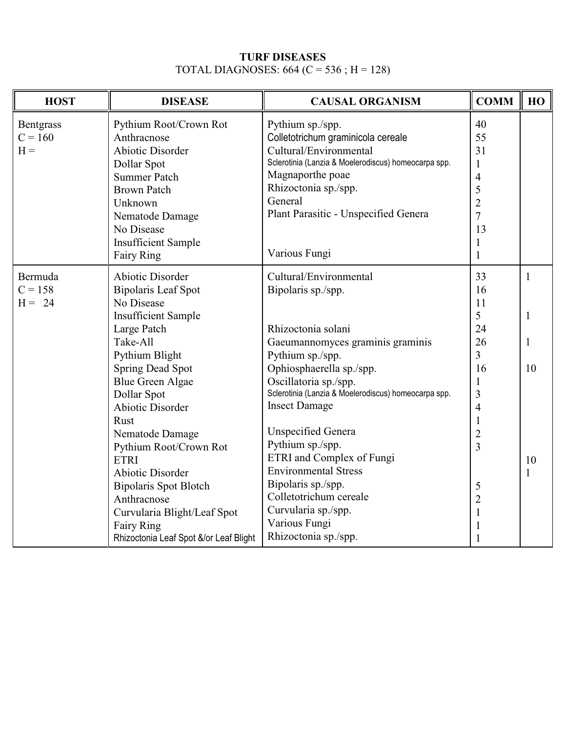**TURF DISEASES**

TOTAL DIAGNOSES: 664 (C = 536 ; H = 128)

| HOST | DISEASE | CAUSAL ORGANISM | COMM | HO |
|---|---|---|---|---|
| Bentgrass | Pythium Root/Crown Rot | Pythium sp./spp. | 40 | |
| C = 160 | Anthracnose | Colletotrichum graminicola cereale | 55 | |
| H = | Abiotic Disorder | Cultural/Environmental | 31 | |
| | Dollar Spot | Sclerotinia (Lanzia & Moelerodiscus) homeocarpa spp. | 1 | |
| | Summer Patch | Magnaporthe poae | 4 | |
| | Brown Patch | Rhizoctonia sp./spp. | 5 | |
| | Unknown | General | 2 | |
| | Nematode Damage | Plant Parasitic - Unspecified Genera | 7 | |
| | No Disease | | 13 | |
| | Insufficient Sample | | 1 | |
| | Fairy Ring | Various Fungi | 1 | |
| Bermuda | Abiotic Disorder | Cultural/Environmental | 33 | 1 |
| C = 158 | Bipolaris Leaf Spot | Bipolaris sp./spp. | 16 | |
| H = 24 | No Disease | | 11 | |
| | Insufficient Sample | | 5 | 1 |
| | Large Patch | Rhizoctonia solani | 24 | |
| | Take-All | Gaeumannomyces graminis graminis | 26 | 1 |
| | Pythium Blight | Pythium sp./spp. | 3 | |
| | Spring Dead Spot | Ophiosphaerella sp./spp. | 16 | 10 |
| | Blue Green Algae | Oscillatoria sp./spp. | 1 | |
| | Dollar Spot | Sclerotinia (Lanzia & Moelerodiscus) homeocarpa spp. | 3 | |
| | Abiotic Disorder | Insect Damage | 4 | |
| | Rust | | 1 | |
| | Nematode Damage | Unspecified Genera | 2 | |
| | Pythium Root/Crown Rot | Pythium sp./spp. | 3 | |
| | ETRI | ETRI and Complex of Fungi | | 10 |
| | Abiotic Disorder | Environmental Stress | | 1 |
| | Bipolaris Spot Blotch | Bipolaris sp./spp. | 5 | |
| | Anthracnose | Colletotrichum cereale | 2 | |
| | Curvularia Blight/Leaf Spot | Curvularia sp./spp. | 1 | |
| | Fairy Ring | Various Fungi | 1 | |
| | Rhizoctonia Leaf Spot &/or Leaf Blight | Rhizoctonia sp./spp. | 1 | |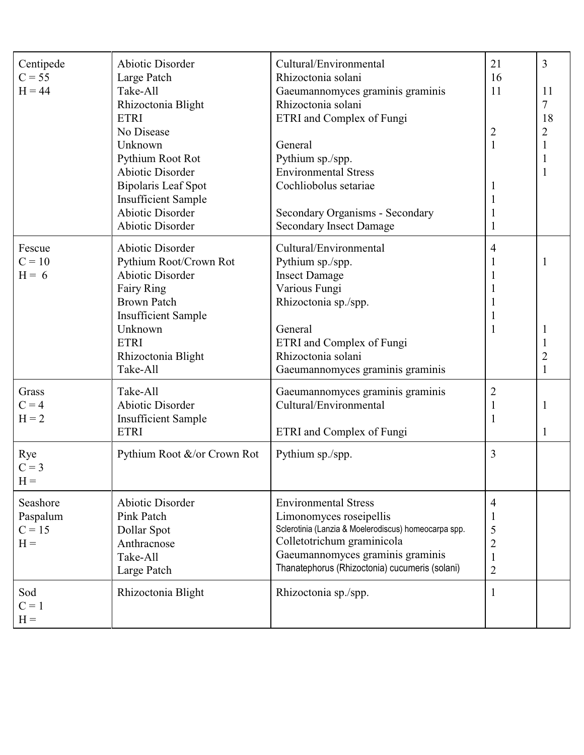| | | | | |
|---|---|---|---|---|
| Centipede | Abiotic Disorder | Cultural/Environmental | 21 | 3 |
| C = 55 | Large Patch | Rhizoctonia solani | 16 | |
| H = 44 | Take-All | Gaeumannomyces graminis graminis | 11 | 11 |
| | Rhizoctonia Blight | Rhizoctonia solani | | 7 |
| | ETRI | ETRI and Complex of Fungi | | 18 |
| | No Disease | | 2 | 2 |
| | Unknown | General | 1 | 1 |
| | Pythium Root Rot | Pythium sp./spp. | | 1 |
| | Abiotic Disorder | Environmental Stress | | 1 |
| | Bipolaris Leaf Spot | Cochliobolus setariae | 1 | |
| | Insufficient Sample | | 1 | |
| | Abiotic Disorder | Secondary Organisms - Secondary | 1 | |
| | Abiotic Disorder | Secondary Insect Damage | 1 | |
| Fescue | Abiotic Disorder | Cultural/Environmental | 4 | |
| C = 10 | Pythium Root/Crown Rot | Pythium sp./spp. | 1 | 1 |
| H = 6 | Abiotic Disorder | Insect Damage | 1 | |
| | Fairy Ring | Various Fungi | 1 | |
| | Brown Patch | Rhizoctonia sp./spp. | 1 | |
| | Insufficient Sample | | 1 | |
| | Unknown | General | 1 | 1 |
| | ETRI | ETRI and Complex of Fungi | | 1 |
| | Rhizoctonia Blight | Rhizoctonia solani | | 2 |
| | Take-All | Gaeumannomyces graminis graminis | | 1 |
| Grass | Take-All | Gaeumannomyces graminis graminis | 2 | |
| C = 4 | Abiotic Disorder | Cultural/Environmental | 1 | 1 |
| H = 2 | Insufficient Sample | | 1 | |
| | ETRI | ETRI and Complex of Fungi | | 1 |
| Rye | Pythium Root &/or Crown Rot | Pythium sp./spp. | 3 | |
| C = 3 | | | | |
| H = | | | | |
| Seashore Paspalum | Abiotic Disorder | Environmental Stress | 4 | |
| C = 15 | Pink Patch | Limonomyces roseipellis | 1 | |
| H = | Dollar Spot | Sclerotinia (Lanzia & Moelerodiscus) homeocarpa spp. | 5 | |
| | Anthracnose | Colletotrichum graminicola | 2 | |
| | Take-All | Gaeumannomyces graminis graminis | 1 | |
| | Large Patch | Thanatephorus (Rhizoctonia) cucumeris (solani) | 2 | |
| Sod | Rhizoctonia Blight | Rhizoctonia sp./spp. | 1 | |
| C = 1 | | | | |
| H = | | | | |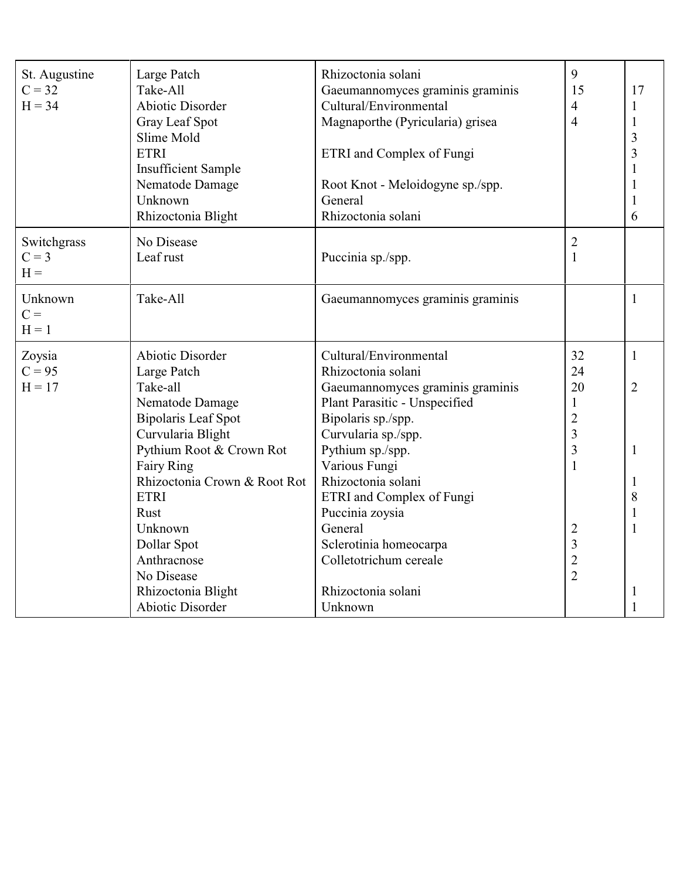| | | | | |
|---|---|---|---|---|
| St. Augustine C = 32 H = 34 | Large Patch | Rhizoctonia solani | 9 | |
| | Take-All | Gaeumannomyces graminis graminis | 15 | 17 |
| | Abiotic Disorder | Cultural/Environmental | 4 | 1 |
| | Gray Leaf Spot | Magnaporthe (Pyricularia) grisea | 4 | 1 |
| | Slime Mold | | | 3 |
| | ETRI | ETRI and Complex of Fungi | | 3 |
| | Insufficient Sample | | | 1 |
| | Nematode Damage | Root Knot - Meloidogyne sp./spp. | | 1 |
| | Unknown | General | | 1 |
| | Rhizoctonia Blight | Rhizoctonia solani | | 6 |
| Switchgrass C = 3 H = | No Disease | | 2 | |
| | Leaf rust | Puccinia sp./spp. | 1 | |
| Unknown C = H = 1 | Take-All | Gaeumannomyces graminis graminis | | 1 |
| Zoysia C = 95 H = 17 | Abiotic Disorder | Cultural/Environmental | 32 | 1 |
| | Large Patch | Rhizoctonia solani | 24 | |
| | Take-all | Gaeumannomyces graminis graminis | 20 | 2 |
| | Nematode Damage | Plant Parasitic - Unspecified | 1 | |
| | Bipolaris Leaf Spot | Bipolaris sp./spp. | 2 | |
| | Curvularia Blight | Curvularia sp./spp. | 3 | |
| | Pythium Root & Crown Rot | Pythium sp./spp. | 3 | 1 |
| | Fairy Ring | Various Fungi | 1 | |
| | Rhizoctonia Crown & Root Rot | Rhizoctonia solani | | 1 |
| | ETRI | ETRI and Complex of Fungi | | 8 |
| | Rust | Puccinia zoysia | | 1 |
| | Unknown | General | 2 | 1 |
| | Dollar Spot | Sclerotinia homeocarpa | 3 | |
| | Anthracnose | Colletotrichum cereale | 2 | |
| | No Disease | | 2 | |
| | Rhizoctonia Blight | Rhizoctonia solani | | 1 |
| | Abiotic Disorder | Unknown | | 1 |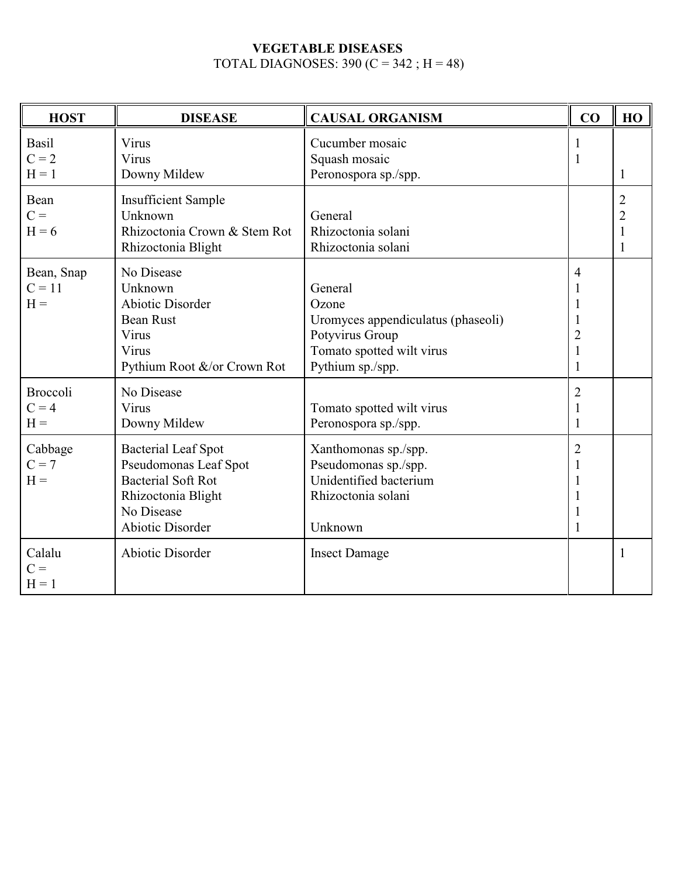**VEGETABLE DISEASES**

TOTAL DIAGNOSES: 390 (C = 342 ; H = 48)

| HOST | DISEASE | CAUSAL ORGANISM | CO | HO |
|---|---|---|---|---|
| Basil | Virus | Cucumber mosaic | 1 | |
| C = 2 | Virus | Squash mosaic | 1 | |
| H = 1 | Downy Mildew | Peronospora sp./spp. | | 1 |
| Bean | Insufficient Sample | | | 2 |
| C = | Unknown | General | | 2 |
| H = 6 | Rhizoctonia Crown & Stem Rot | Rhizoctonia solani | | 1 |
| | Rhizoctonia Blight | Rhizoctonia solani | | 1 |
| Bean, Snap | No Disease | | 4 | |
| C = 11 | Unknown | General | 1 | |
| H = | Abiotic Disorder | Ozone | 1 | |
| | Bean Rust | Uromyces appendiculatus (phaseoli) | 1 | |
| | Virus | Potyvirus Group | 2 | |
| | Virus | Tomato spotted wilt virus | 1 | |
| | Pythium Root &/or Crown Rot | Pythium sp./spp. | 1 | |
| Broccoli | No Disease | | 2 | |
| C = 4 | Virus | Tomato spotted wilt virus | 1 | |
| H = | Downy Mildew | Peronospora sp./spp. | 1 | |
| Cabbage | Bacterial Leaf Spot | Xanthomonas sp./spp. | 2 | |
| C = 7 | Pseudomonas Leaf Spot | Pseudomonas sp./spp. | 1 | |
| H = | Bacterial Soft Rot | Unidentified bacterium | 1 | |
| | Rhizoctonia Blight | Rhizoctonia solani | 1 | |
| | No Disease | | 1 | |
| | Abiotic Disorder | Unknown | 1 | |
| Calalu | Abiotic Disorder | Insect Damage | | 1 |
| C = | | | | |
| H = 1 | | | | |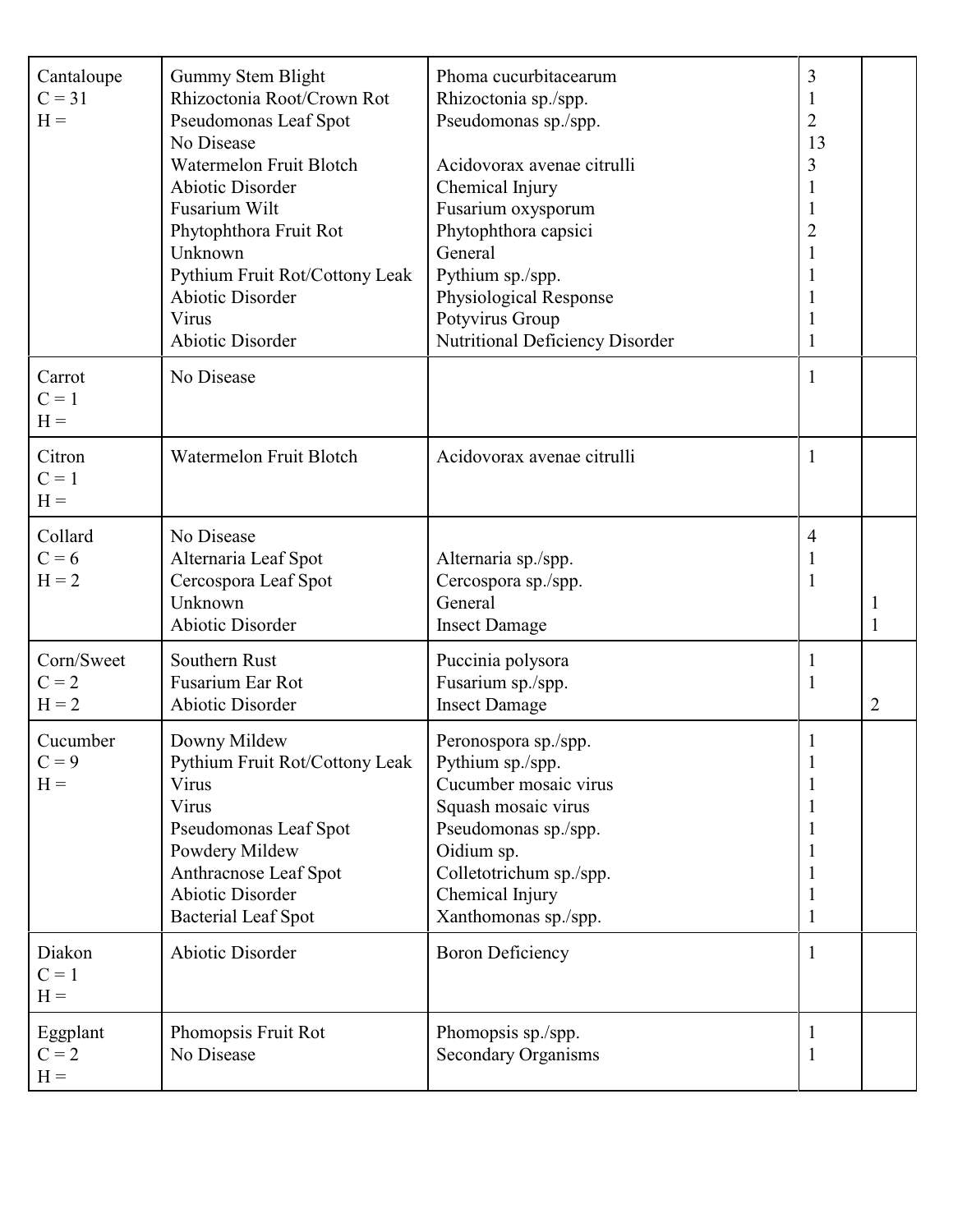| | | | | |
|---|---|---|---|---|
| Cantaloupe<br>C = 31<br>H = | Gummy Stem Blight<br>Rhizoctonia Root/Crown Rot<br>Pseudomonas Leaf Spot<br>No Disease<br>Watermelon Fruit Blotch<br>Abiotic Disorder<br>Fusarium Wilt<br>Phytophthora Fruit Rot<br>Unknown<br>Pythium Fruit Rot/Cottony Leak<br>Abiotic Disorder<br>Virus<br>Abiotic Disorder | Phoma cucurbitacearum<br>Rhizoctonia sp./spp.<br>Pseudomonas sp./spp.<br><br>Acidovorax avenae citrulli<br>Chemical Injury<br>Fusarium oxysporum<br>Phytophthora capsici<br>General<br>Pythium sp./spp.<br>Physiological Response<br>Potyvirus Group<br>Nutritional Deficiency Disorder | 3<br>1<br>2<br>13<br>3<br>1<br>1<br>2<br>1<br>1<br>1<br>1<br>1 | |
| Carrot<br>C = 1<br>H = | No Disease | | 1 | |
| Citron<br>C = 1<br>H = | Watermelon Fruit Blotch | Acidovorax avenae citrulli | 1 | |
| Collard<br>C = 6<br>H = 2 | No Disease<br>Alternaria Leaf Spot<br>Cercospora Leaf Spot<br>Unknown<br>Abiotic Disorder | <br>Alternaria sp./spp.<br>Cercospora sp./spp.<br>General<br>Insect Damage | 4<br>1<br>1 | <br><br><br>1<br>1 |
| Corn/Sweet<br>C = 2<br>H = 2 | Southern Rust<br>Fusarium Ear Rot<br>Abiotic Disorder | Puccinia polysora<br>Fusarium sp./spp.<br>Insect Damage | 1<br>1 | <br><br>2 |
| Cucumber<br>C = 9<br>H = | Downy Mildew<br>Pythium Fruit Rot/Cottony Leak<br>Virus<br>Virus<br>Pseudomonas Leaf Spot<br>Powdery Mildew<br>Anthracnose Leaf Spot<br>Abiotic Disorder<br>Bacterial Leaf Spot | Peronospora sp./spp.<br>Pythium sp./spp.<br>Cucumber mosaic virus<br>Squash mosaic virus<br>Pseudomonas sp./spp.<br>Oidium sp.<br>Colletotrichum sp./spp.<br>Chemical Injury<br>Xanthomonas sp./spp. | 1<br>1<br>1<br>1<br>1<br>1<br>1<br>1<br>1 | |
| Diakon<br>C = 1<br>H = | Abiotic Disorder | Boron Deficiency | 1 | |
| Eggplant<br>C = 2<br>H = | Phomopsis Fruit Rot<br>No Disease | Phomopsis sp./spp.<br>Secondary Organisms | 1<br>1 | |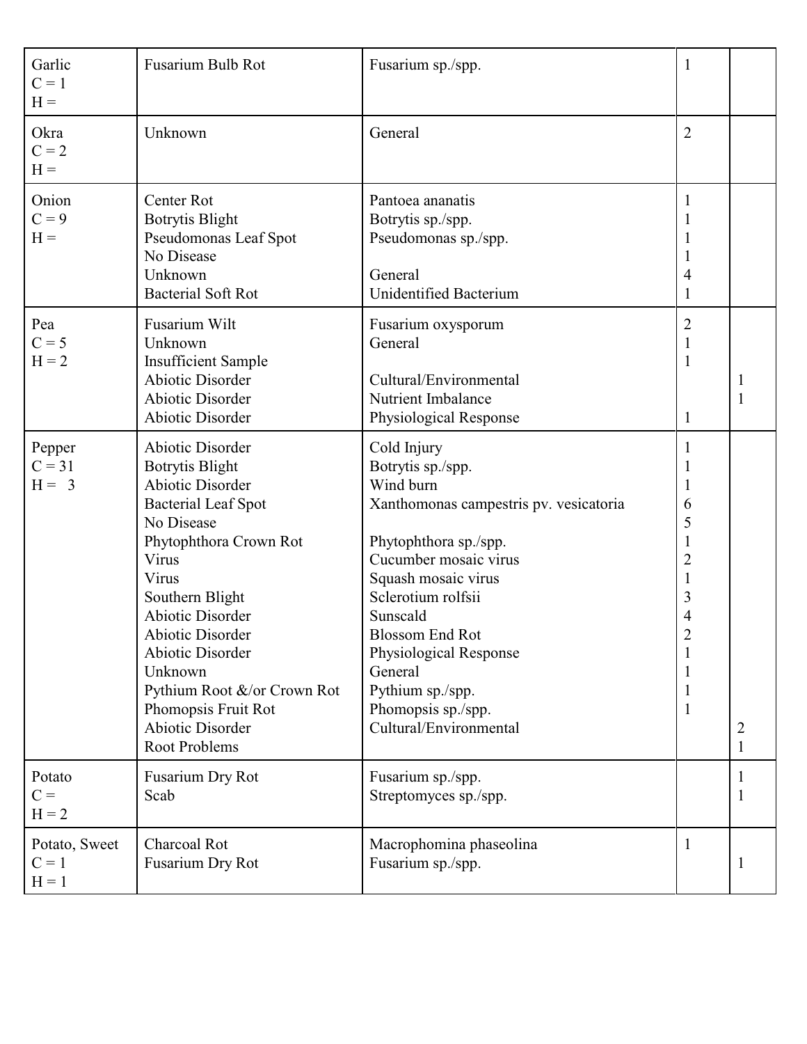| | | | | |
|---|---|---|---|---|
| Garlic<br>C = 1<br>H = | Fusarium Bulb Rot | Fusarium sp./spp. | 1 | |
| Okra<br>C = 2<br>H = | Unknown | General | 2 | |
| Onion<br>C = 9<br>H = | Center Rot | Pantoea ananatis | 1 | |
| | Botrytis Blight | Botrytis sp./spp. | 1 | |
| | Pseudomonas Leaf Spot | Pseudomonas sp./spp. | 1 | |
| | No Disease | | 1 | |
| | Unknown | General | 4 | |
| | Bacterial Soft Rot | Unidentified Bacterium | 1 | |
| Pea<br>C = 5<br>H = 2 | Fusarium Wilt | Fusarium oxysporum | 2 | |
| | Unknown | General | 1 | |
| | Insufficient Sample | | 1 | |
| | Abiotic Disorder | Cultural/Environmental | | 1 |
| | Abiotic Disorder | Nutrient Imbalance | | 1 |
| | Abiotic Disorder | Physiological Response | 1 | |
| Pepper<br>C = 31<br>H = 3 | Abiotic Disorder | Cold Injury | 1 | |
| | Botrytis Blight | Botrytis sp./spp. | 1 | |
| | Abiotic Disorder | Wind burn | 1 | |
| | Bacterial Leaf Spot | Xanthomonas campestris pv. vesicatoria | 6 | |
| | No Disease | | 5 | |
| | Phytophthora Crown Rot | Phytophthora sp./spp. | 1 | |
| | Virus | Cucumber mosaic virus | 2 | |
| | Virus | Squash mosaic virus | 1 | |
| | Southern Blight | Sclerotium rolfsii | 3 | |
| | Abiotic Disorder | Sunscald | 4 | |
| | Abiotic Disorder | Blossom End Rot | 2 | |
| | Abiotic Disorder | Physiological Response | 1 | |
| | Unknown | General | 1 | |
| | Pythium Root &/or Crown Rot | Pythium sp./spp. | 1 | |
| | Phomopsis Fruit Rot | Phomopsis sp./spp. | 1 | |
| | Abiotic Disorder | Cultural/Environmental | | 2 |
| | Root Problems | | | 1 |
| Potato<br>C =<br>H = 2 | Fusarium Dry Rot | Fusarium sp./spp. | | 1 |
| | Scab | Streptomyces sp./spp. | | 1 |
| Potato, Sweet<br>C = 1<br>H = 1 | Charcoal Rot | Macrophomina phaseolina | 1 | |
| | Fusarium Dry Rot | Fusarium sp./spp. | | 1 |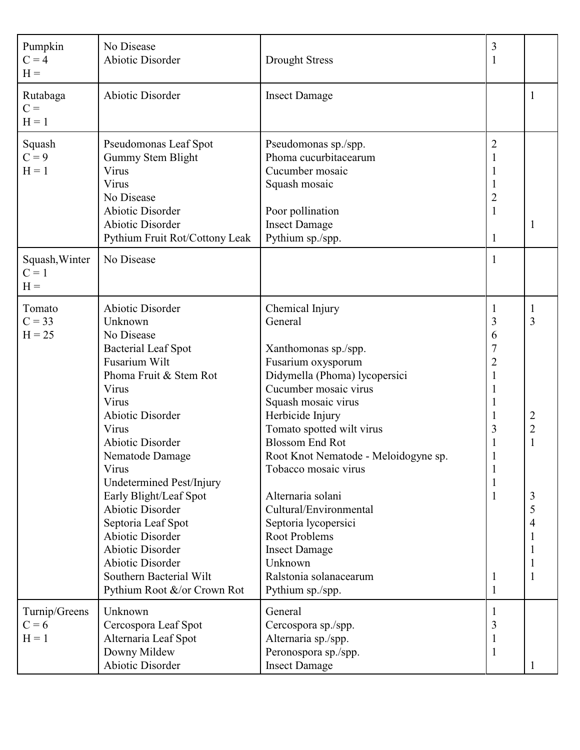| | | | | |
|---|---|---|---|---|
| Pumpkin | No Disease | | 3 | |
| C = 4 | Abiotic Disorder | Drought Stress | 1 | |
| H = | | | | |
| Rutabaga | Abiotic Disorder | Insect Damage | | 1 |
| C = | | | | |
| H = 1 | | | | |
| Squash | Pseudomonas Leaf Spot | Pseudomonas sp./spp. | 2 | |
| C = 9 | Gummy Stem Blight | Phoma cucurbitacearum | 1 | |
| H = 1 | Virus | Cucumber mosaic | 1 | |
| | Virus | Squash mosaic | 1 | |
| | No Disease | | 2 | |
| | Abiotic Disorder | Poor pollination | 1 | |
| | Abiotic Disorder | Insect Damage | | 1 |
| | Pythium Fruit Rot/Cottony Leak | Pythium sp./spp. | 1 | |
| Squash,Winter | No Disease | | 1 | |
| C = 1 | | | | |
| H = | | | | |
| Tomato | Abiotic Disorder | Chemical Injury | 1 | 1 |
| C = 33 | Unknown | General | 3 | 3 |
| H = 25 | No Disease | | 6 | |
| | Bacterial Leaf Spot | Xanthomonas sp./spp. | 7 | |
| | Fusarium Wilt | Fusarium oxysporum | 2 | |
| | Phoma Fruit & Stem Rot | Didymella (Phoma) lycopersici | 1 | |
| | Virus | Cucumber mosaic virus | 1 | |
| | Virus | Squash mosaic virus | 1 | |
| | Abiotic Disorder | Herbicide Injury | 1 | 2 |
| | Virus | Tomato spotted wilt virus | 3 | 2 |
| | Abiotic Disorder | Blossom End Rot | 1 | 1 |
| | Nematode Damage | Root Knot Nematode - Meloidogyne sp. | 1 | |
| | Virus | Tobacco mosaic virus | 1 | |
| | Undetermined Pest/Injury | | 1 | |
| | Early Blight/Leaf Spot | Alternaria solani | 1 | 3 |
| | Abiotic Disorder | Cultural/Environmental | | 5 |
| | Septoria Leaf Spot | Septoria lycopersici | | 4 |
| | Abiotic Disorder | Root Problems | | 1 |
| | Abiotic Disorder | Insect Damage | | 1 |
| | Abiotic Disorder | Unknown | | 1 |
| | Southern Bacterial Wilt | Ralstonia solanacearum | 1 | 1 |
| | Pythium Root &/or Crown Rot | Pythium sp./spp. | 1 | |
| Turnip/Greens | Unknown | General | 1 | |
| C = 6 | Cercospora Leaf Spot | Cercospora sp./spp. | 3 | |
| H = 1 | Alternaria Leaf Spot | Alternaria sp./spp. | 1 | |
| | Downy Mildew | Peronospora sp./spp. | 1 | |
| | Abiotic Disorder | Insect Damage | | 1 |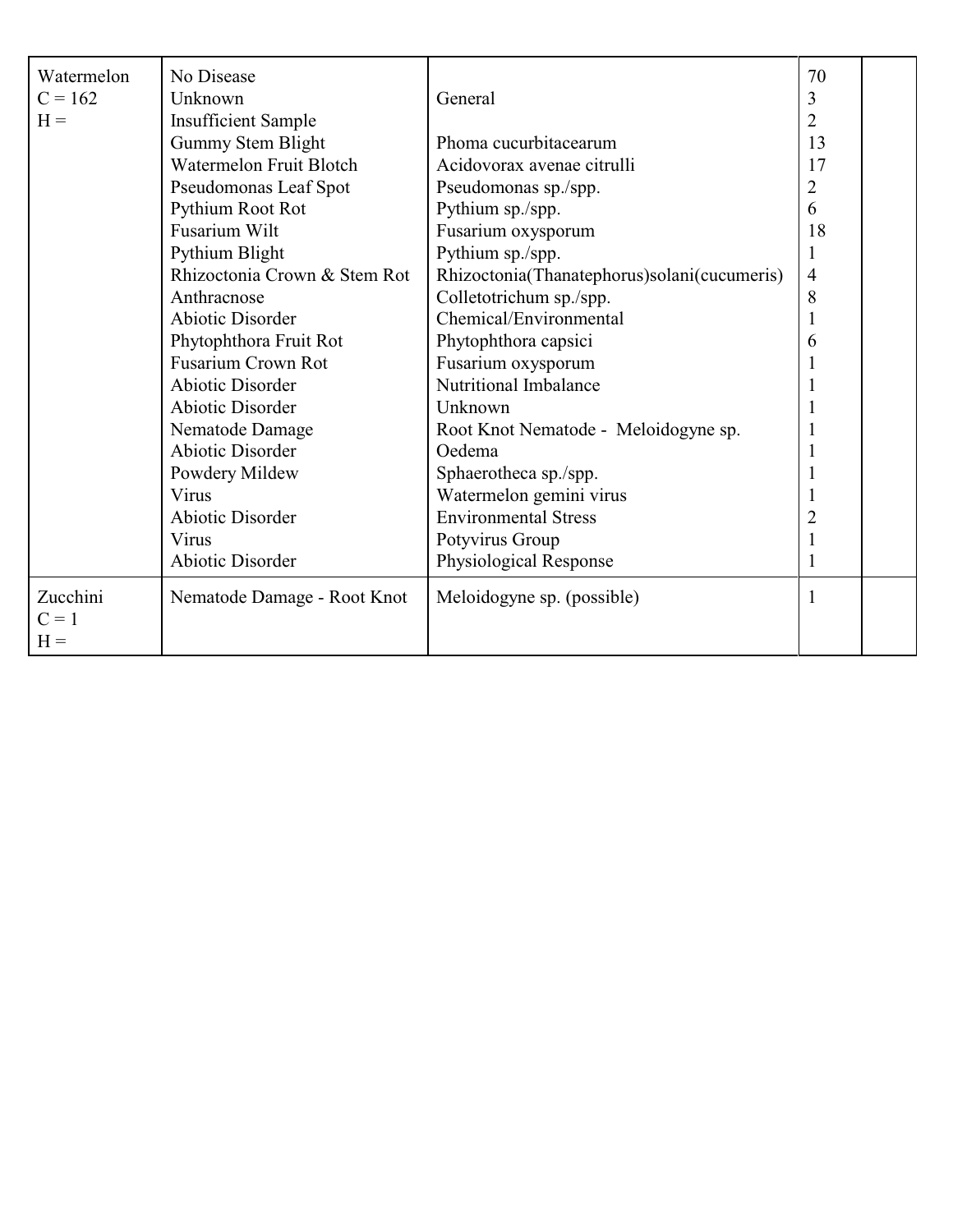| | | | | |
|---|---|---|---|---|
| Watermelon<br>C = 162<br>H = | No Disease<br>Unknown<br>Insufficient Sample<br>Gummy Stem Blight<br>Watermelon Fruit Blotch<br>Pseudomonas Leaf Spot<br>Pythium Root Rot<br>Fusarium Wilt<br>Pythium Blight<br>Rhizoctonia Crown & Stem Rot<br>Anthracnose<br>Abiotic Disorder<br>Phytophthora Fruit Rot<br>Fusarium Crown Rot<br>Abiotic Disorder<br>Abiotic Disorder<br>Nematode Damage<br>Abiotic Disorder<br>Powdery Mildew<br>Virus<br>Abiotic Disorder<br>Virus<br>Abiotic Disorder | <br>General<br><br>Phoma cucurbitacearum<br>Acidovorax avenae citrulli<br>Pseudomonas sp./spp.<br>Pythium sp./spp.<br>Fusarium oxysporum<br>Pythium sp./spp.<br>Rhizoctonia(Thanatephorus)solani(cucumeris)<br>Colletotrichum sp./spp.<br>Chemical/Environmental<br>Phytophthora capsici<br>Fusarium oxysporum<br>Nutritional Imbalance<br>Unknown<br>Root Knot Nematode - Meloidogyne sp.<br>Oedema<br>Sphaerotheca sp./spp.<br>Watermelon gemini virus<br>Environmental Stress<br>Potyvirus Group<br>Physiological Response | 70<br>3<br>2<br>13<br>17<br>2<br>6<br>18<br>1<br>4<br>8<br>1<br>6<br>1<br>1<br>1<br>1<br>1<br>1<br>1<br>2<br>1<br>1 | |
| Zucchini<br>C = 1<br>H = | Nematode Damage - Root Knot | Meloidogyne sp. (possible) | 1 | |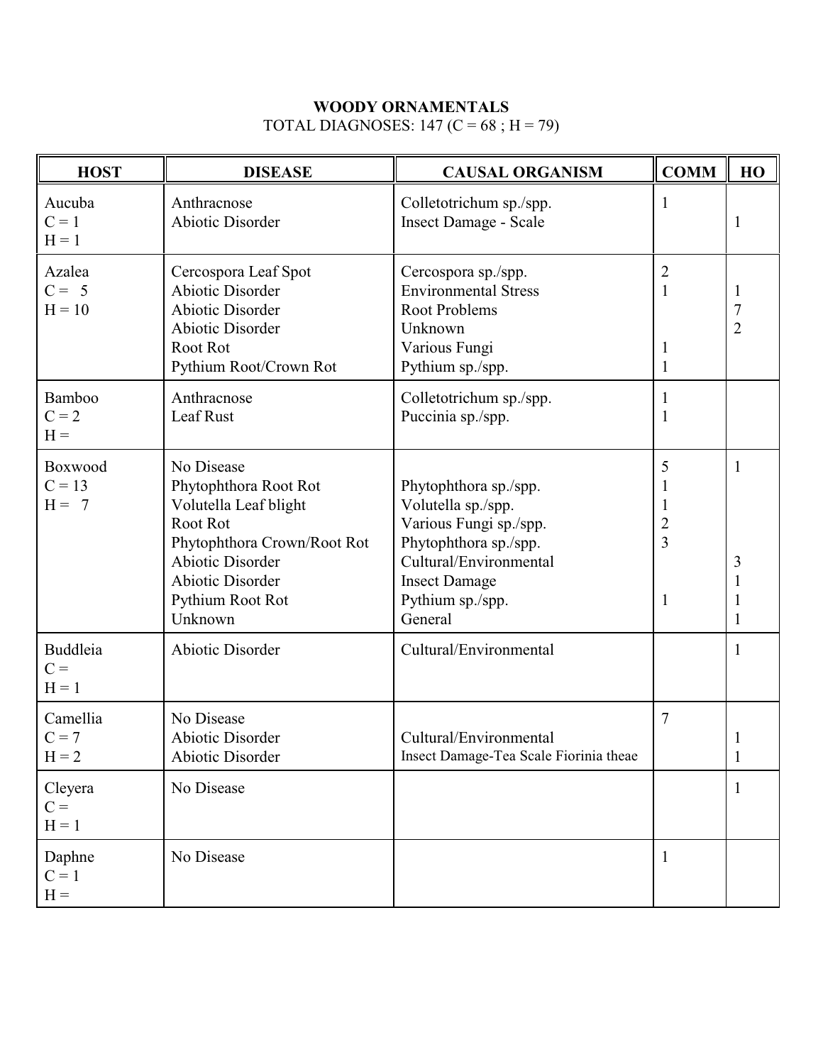## WOODY ORNAMENTALS

TOTAL DIAGNOSES: 147 (C = 68 ; H = 79)

| HOST | DISEASE | CAUSAL ORGANISM | COMM | HO |
|---|---|---|---|---|
| Aucuba | Anthracnose | Colletotrichum sp./spp. | 1 | |
| C = 1 | Abiotic Disorder | Insect Damage - Scale | | 1 |
| H = 1 | | | | |
| Azalea | Cercospora Leaf Spot | Cercospora sp./spp. | 2 | |
| C = 5 | Abiotic Disorder | Environmental Stress | 1 | 1 |
| H = 10 | Abiotic Disorder | Root Problems | | 7 |
| | Abiotic Disorder | Unknown | | 2 |
| | Root Rot | Various Fungi | 1 | |
| | Pythium Root/Crown Rot | Pythium sp./spp. | 1 | |
| Bamboo | Anthracnose | Colletotrichum sp./spp. | 1 | |
| C = 2 | Leaf Rust | Puccinia sp./spp. | 1 | |
| H = | | | | |
| Boxwood | No Disease | | 5 | 1 |
| C = 13 | Phytophthora Root Rot | Phytophthora sp./spp. | 1 | |
| H = 7 | Volutella Leaf blight | Volutella sp./spp. | 1 | |
| | Root Rot | Various Fungi sp./spp. | 2 | |
| | Phytophthora Crown/Root Rot | Phytophthora sp./spp. | 3 | |
| | Abiotic Disorder | Cultural/Environmental | | 3 |
| | Abiotic Disorder | Insect Damage | | 1 |
| | Pythium Root Rot | Pythium sp./spp. | 1 | 1 |
| | Unknown | General | | 1 |
| Buddleia | Abiotic Disorder | Cultural/Environmental | | 1 |
| C = | | | | |
| H = 1 | | | | |
| Camellia | No Disease | | 7 | |
| C = 7 | Abiotic Disorder | Cultural/Environmental | | 1 |
| H = 2 | Abiotic Disorder | Insect Damage-Tea Scale Fiorinia theae | | 1 |
| Cleyera | No Disease | | | 1 |
| C = | | | | |
| H = 1 | | | | |
| Daphne | No Disease | | 1 | |
| C = 1 | | | | |
| H = | | | | |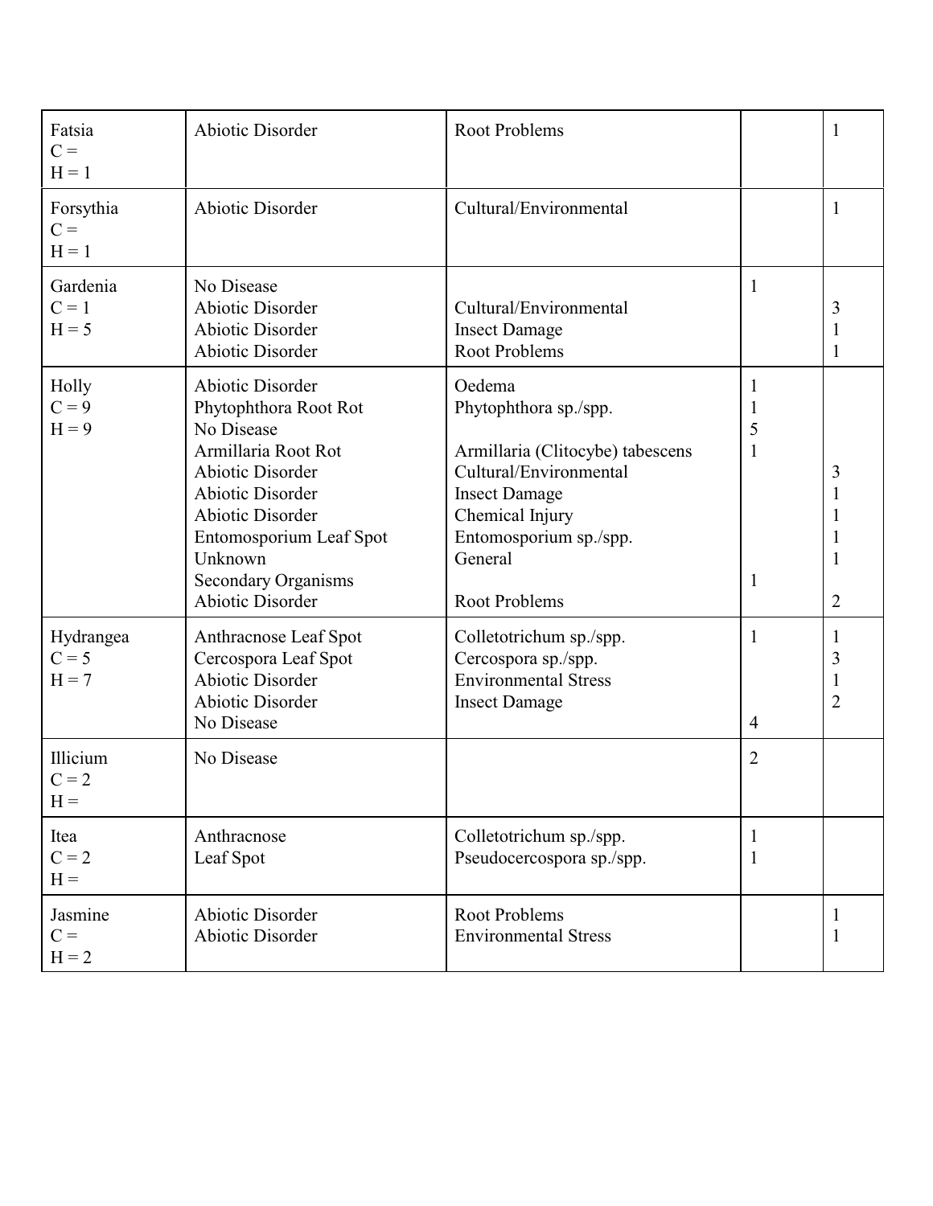| | | | | |
|---|---|---|---|---|
| Fatsia<br>C =<br>H = 1 | Abiotic Disorder | Root Problems | | 1 |
| Forsythia<br>C =<br>H = 1 | Abiotic Disorder | Cultural/Environmental | | 1 |
| Gardenia<br>C = 1<br>H = 5 | No Disease<br>Abiotic Disorder<br>Abiotic Disorder<br>Abiotic Disorder | <br>Cultural/Environmental<br>Insect Damage<br>Root Problems | 1 | <br>3<br>1<br>1 |
| Holly<br>C = 9<br>H = 9 | Abiotic Disorder<br>Phytophthora Root Rot<br>No Disease<br>Armillaria Root Rot<br>Abiotic Disorder<br>Abiotic Disorder<br>Abiotic Disorder<br>Entomosporium Leaf Spot<br>Unknown<br>Secondary Organisms<br>Abiotic Disorder | Oedema<br>Phytophthora sp./spp.<br><br>Armillaria (Clitocybe) tabescens<br>Cultural/Environmental<br>Insect Damage<br>Chemical Injury<br>Entomosporium sp./spp.<br>General<br><br>Root Problems | 1<br>1<br>5<br>1<br><br><br><br><br><br>1 | <br><br><br><br>3<br>1<br>1<br>1<br>1<br><br>2 |
| Hydrangea<br>C = 5<br>H = 7 | Anthracnose Leaf Spot<br>Cercospora Leaf Spot<br>Abiotic Disorder<br>Abiotic Disorder<br>No Disease | Colletotrichum sp./spp.<br>Cercospora sp./spp.<br>Environmental Stress<br>Insect Damage | 1<br><br><br><br>4 | 1<br>3<br>1<br>2 |
| Illicium<br>C = 2<br>H = | No Disease | | 2 | |
| Itea<br>C = 2<br>H = | Anthracnose<br>Leaf Spot | Colletotrichum sp./spp.<br>Pseudocercospora sp./spp. | 1<br>1 | |
| Jasmine<br>C =<br>H = 2 | Abiotic Disorder<br>Abiotic Disorder | Root Problems<br>Environmental Stress | | 1<br>1 |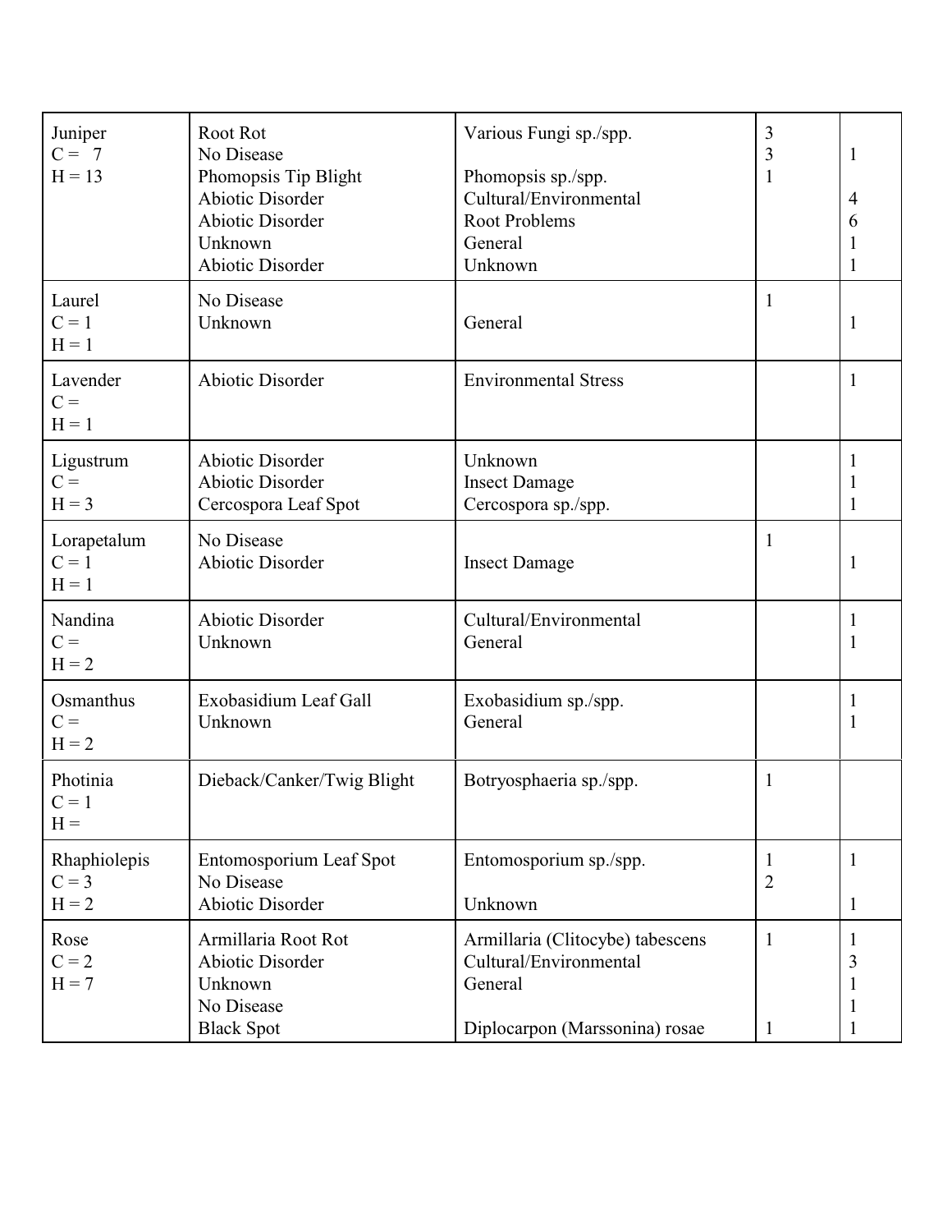| | | | | |
|---|---|---|---|---|
| Juniper | Root Rot | Various Fungi sp./spp. | 3 | |
| C = 7 | No Disease | | 3 | 1 |
| H = 13 | Phomopsis Tip Blight | Phomopsis sp./spp. | 1 | |
| | Abiotic Disorder | Cultural/Environmental | | 4 |
| | Abiotic Disorder | Root Problems | | 6 |
| | Unknown | General | | 1 |
| | Abiotic Disorder | Unknown | | 1 |
| Laurel | No Disease | | 1 | |
| C = 1 | Unknown | General | | 1 |
| H = 1 | | | | |
| Lavender | Abiotic Disorder | Environmental Stress | | 1 |
| C = | | | | |
| H = 1 | | | | |
| Ligustrum | Abiotic Disorder | Unknown | | 1 |
| C = | Abiotic Disorder | Insect Damage | | 1 |
| H = 3 | Cercospora Leaf Spot | Cercospora sp./spp. | | 1 |
| Lorapetalum | No Disease | | 1 | |
| C = 1 | Abiotic Disorder | Insect Damage | | 1 |
| H = 1 | | | | |
| Nandina | Abiotic Disorder | Cultural/Environmental | | 1 |
| C = | Unknown | General | | 1 |
| H = 2 | | | | |
| Osmanthus | Exobasidium Leaf Gall | Exobasidium sp./spp. | | 1 |
| C = | Unknown | General | | 1 |
| H = 2 | | | | |
| Photinia | Dieback/Canker/Twig Blight | Botryosphaeria sp./spp. | 1 | |
| C = 1 | | | | |
| H = | | | | |
| Rhaphiolepis | Entomosporium Leaf Spot | Entomosporium sp./spp. | 1 | 1 |
| C = 3 | No Disease | | 2 | |
| H = 2 | Abiotic Disorder | Unknown | | 1 |
| Rose | Armillaria Root Rot | Armillaria (Clitocybe) tabescens | 1 | 1 |
| C = 2 | Abiotic Disorder | Cultural/Environmental | | 3 |
| H = 7 | Unknown | General | | 1 |
| | No Disease | | | 1 |
| | Black Spot | Diplocarpon (Marssonina) rosae | 1 | 1 |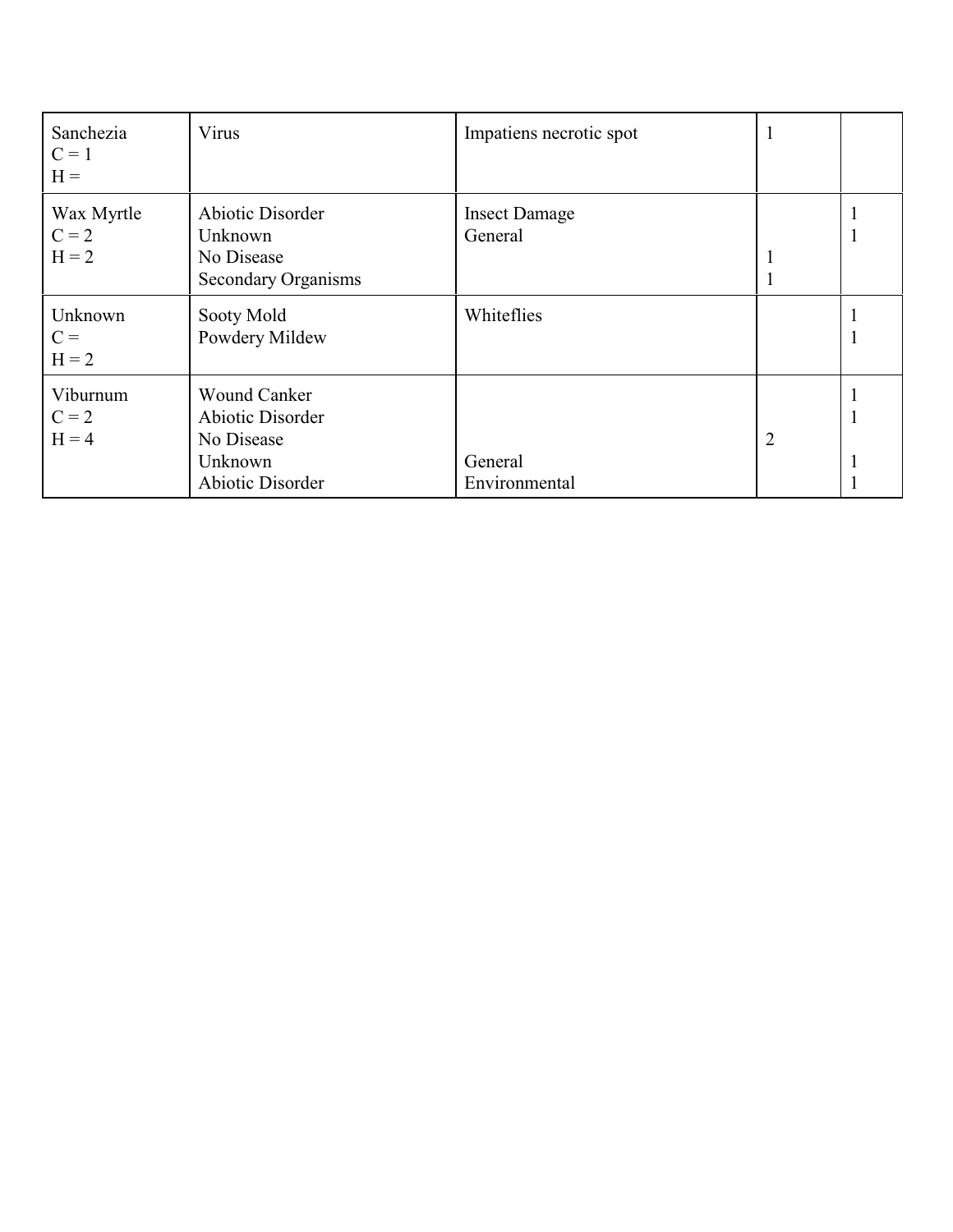| | | | | |
|---|---|---|---|---|
| Sanchezia<br>C = 1<br>H = | Virus | Impatiens necrotic spot | 1 | |
| Wax Myrtle<br>C = 2<br>H = 2 | Abiotic Disorder<br>Unknown<br>No Disease<br>Secondary Organisms | Insect Damage<br>General<br><br> | <br><br>1<br>1 | 1<br>1<br><br> |
| Unknown<br>C =<br>H = 2 | Sooty Mold<br>Powdery Mildew | Whiteflies<br> | | 1<br>1 |
| Viburnum<br>C = 2<br>H = 4 | Wound Canker<br>Abiotic Disorder<br>No Disease<br>Unknown<br>Abiotic Disorder | <br><br><br>General<br>Environmental | <br><br>2<br><br> | 1<br>1<br><br>1<br>1 |